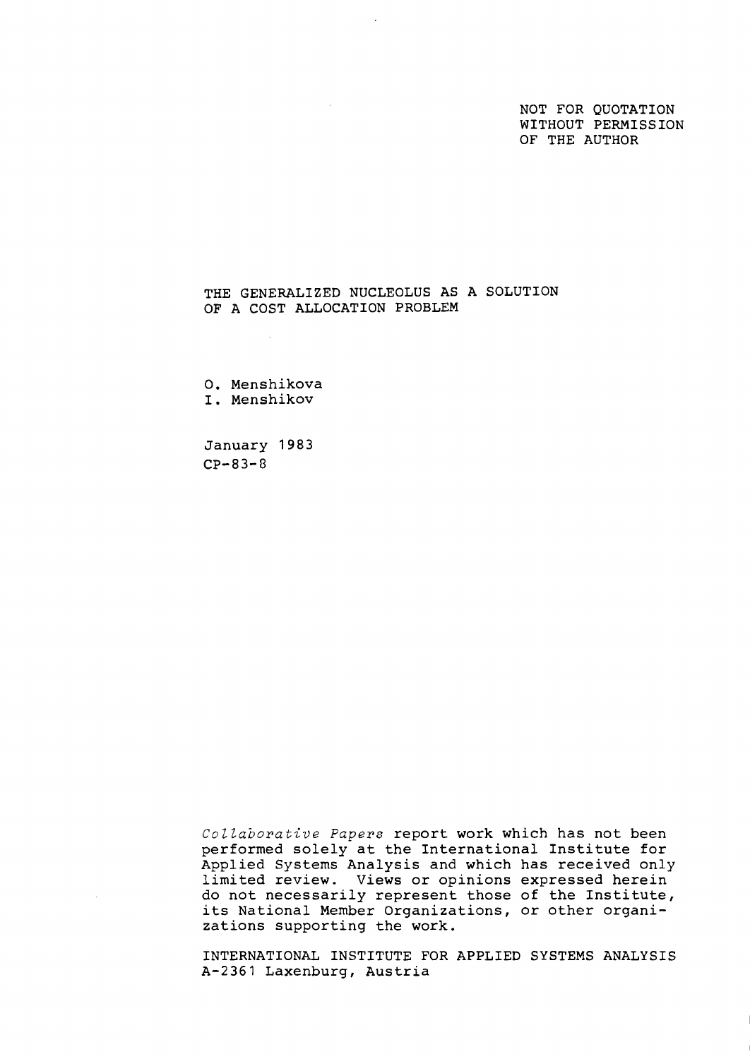NOT FOR QUOTATION
WITHOUT PERMISSION
OF THE AUTHOR

# THE GENERALIZED NUCLEOLUS AS A SOLUTION OF A COST ALLOCATION PROBLEM

O. Menshikova
I. Menshikov

January 1983
CP-83-8

*Collaborative Papers* report work which has not been performed solely at the International Institute for Applied Systems Analysis and which has received only limited review. Views or opinions expressed herein do not necessarily represent those of the Institute, its National Member Organizations, or other organizations supporting the work.

INTERNATIONAL INSTITUTE FOR APPLIED SYSTEMS ANALYSIS
A-2361 Laxenburg, Austria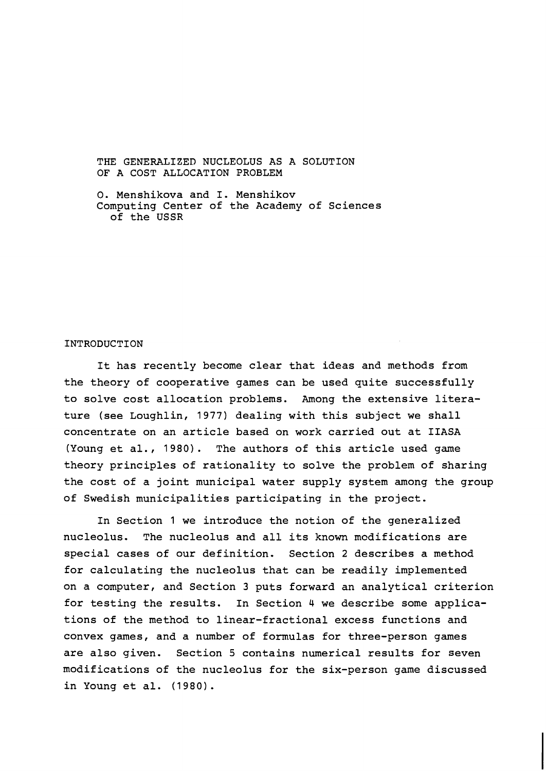# THE GENERALIZED NUCLEOLUS AS A SOLUTION OF A COST ALLOCATION PROBLEM

O. Menshikova and I. Menshikov
Computing Center of the Academy of Sciences of the USSR

## INTRODUCTION

It has recently become clear that ideas and methods from the theory of cooperative games can be used quite successfully to solve cost allocation problems. Among the extensive literature (see Loughlin, 1977) dealing with this subject we shall concentrate on an article based on work carried out at IIASA (Young et al., 1980). The authors of this article used game theory principles of rationality to solve the problem of sharing the cost of a joint municipal water supply system among the group of Swedish municipalities participating in the project.

In Section 1 we introduce the notion of the generalized nucleolus. The nucleolus and all its known modifications are special cases of our definition. Section 2 describes a method for calculating the nucleolus that can be readily implemented on a computer, and Section 3 puts forward an analytical criterion for testing the results. In Section 4 we describe some applications of the method to linear-fractional excess functions and convex games, and a number of formulas for three-person games are also given. Section 5 contains numerical results for seven modifications of the nucleolus for the six-person game discussed in Young et al. (1980).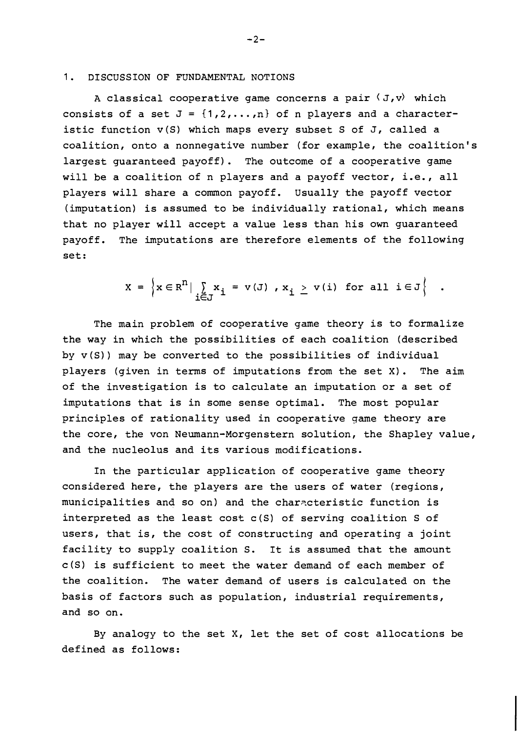## 1. DISCUSSION OF FUNDAMENTAL NOTIONS

A classical cooperative game concerns a pair $\langle J,v \rangle$ which consists of a set $J = \{1,2,\ldots,n\}$ of n players and a characteristic function $v(S)$ which maps every subset S of J, called a coalition, onto a nonnegative number (for example, the coalition's largest guaranteed payoff). The outcome of a cooperative game will be a coalition of n players and a payoff vector, i.e., all players will share a common payoff. Usually the payoff vector (imputation) is assumed to be individually rational, which means that no player will accept a value less than his own guaranteed payoff. The imputations are therefore elements of the following set:

$$X = \left\{ x \in R^n \mid \sum_{i \in J} x_i = v(J) \text{ , } x_i \geq v(i) \text{ for all } i \in J \right\} .$$

The main problem of cooperative game theory is to formalize the way in which the possibilities of each coalition (described by $v(S)$) may be converted to the possibilities of individual players (given in terms of imputations from the set X). The aim of the investigation is to calculate an imputation or a set of imputations that is in some sense optimal. The most popular principles of rationality used in cooperative game theory are the core, the von Neumann-Morgenstern solution, the Shapley value, and the nucleolus and its various modifications.

In the particular application of cooperative game theory considered here, the players are the users of water (regions, municipalities and so on) and the characteristic function is interpreted as the least cost $c(S)$ of serving coalition S of users, that is, the cost of constructing and operating a joint facility to supply coalition S. It is assumed that the amount $c(S)$ is sufficient to meet the water demand of each member of the coalition. The water demand of users is calculated on the basis of factors such as population, industrial requirements, and so on.

By analogy to the set X, let the set of cost allocations be defined as follows: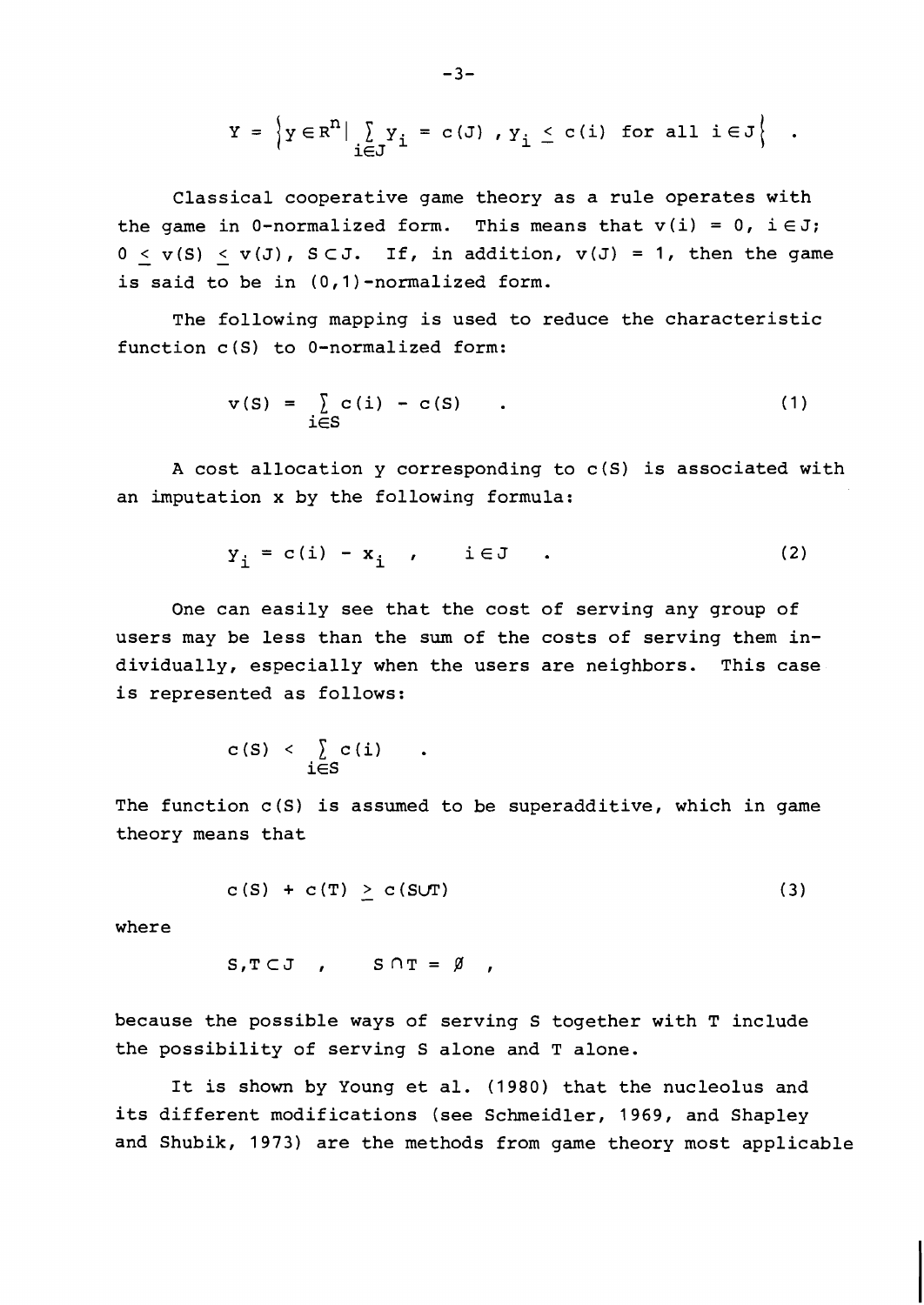$$Y = \left\{ y \in R^n \mid \sum_{i \in J} y_i = c(J) \ , y_i \leq c(i) \text{ for all } i \in J \right\} \quad .$$

Classical cooperative game theory as a rule operates with the game in 0-normalized form. This means that $v(i) = 0$, $i \in J$; $0 \leq v(S) \leq v(J)$, $S \subset J$. If, in addition, $v(J) = 1$, then the game is said to be in (0,1)-normalized form.

The following mapping is used to reduce the characteristic function $c(S)$ to 0-normalized form:

$$v(S) = \sum_{i \in S} c(i) - c(S) \quad . \tag{1}$$

A cost allocation y corresponding to $c(S)$ is associated with an imputation x by the following formula:

$$y_i = c(i) - x_i \quad , \qquad i \in J \quad . \tag{2}$$

One can easily see that the cost of serving any group of users may be less than the sum of the costs of serving them individually, especially when the users are neighbors. This case is represented as follows:

$$c(S) < \sum_{i \in S} c(i) \quad .$$

The function $c(S)$ is assumed to be superadditive, which in game theory means that

$$c(S) + c(T) \geq c(S \cup T) \tag{3}$$

where

$$S, T \subset J \quad , \qquad S \cap T = \emptyset \quad ,$$

because the possible ways of serving S together with T include the possibility of serving S alone and T alone.

It is shown by Young et al. (1980) that the nucleolus and its different modifications (see Schmeidler, 1969, and Shapley and Shubik, 1973) are the methods from game theory most applicable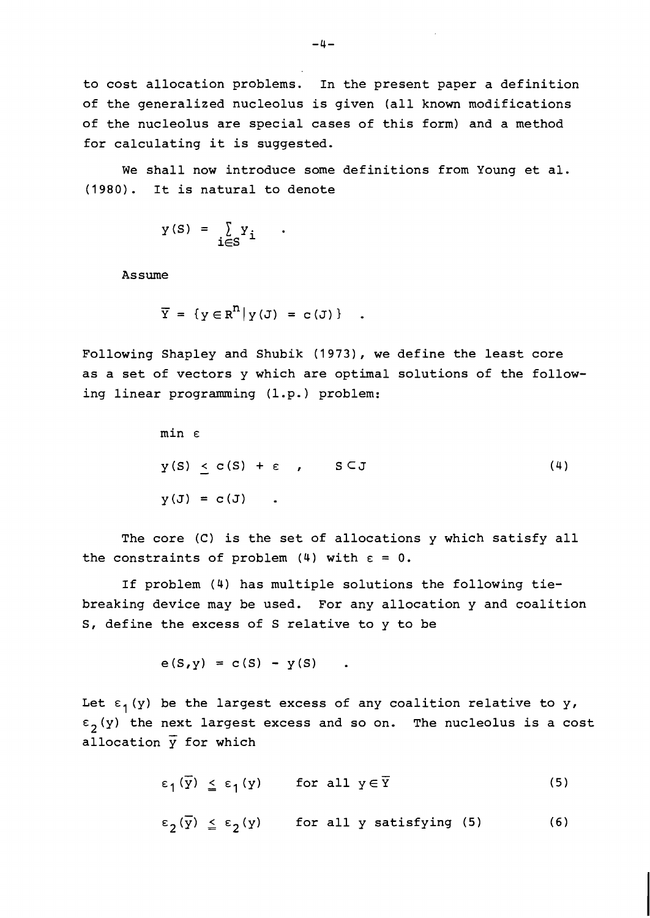to cost allocation problems. In the present paper a definition of the generalized nucleolus is given (all known modifications of the nucleolus are special cases of this form) and a method for calculating it is suggested.

We shall now introduce some definitions from Young et al. (1980). It is natural to denote

$$y(S) = \sum_{i \in S} y_i \quad .$$

Assume

$$\bar{Y} = \{y \in R^n \mid y(J) = c(J)\} \quad .$$

Following Shapley and Shubik (1973), we define the least core as a set of vectors y which are optimal solutions of the following linear programming (l.p.) problem:

$$\begin{aligned} &\min \varepsilon \\ &y(S) \le c(S) + \varepsilon \quad , \qquad S \subset J \qquad\qquad (4) \\ &y(J) = c(J) \quad . \end{aligned}$$

The core (C) is the set of allocations y which satisfy all the constraints of problem (4) with $\varepsilon = 0$.

If problem (4) has multiple solutions the following tie-breaking device may be used. For any allocation y and coalition S, define the excess of S relative to y to be

$$e(S,y) = c(S) - y(S) \quad .$$

Let $\varepsilon_1(y)$ be the largest excess of any coalition relative to y, $\varepsilon_2(y)$ the next largest excess and so on. The nucleolus is a cost allocation $\bar{y}$ for which

$$\varepsilon_1(\bar{y}) \leqq \varepsilon_1(y) \qquad \text{for all } y \in \bar{Y} \qquad\qquad (5)$$

$$\varepsilon_2(\bar{y}) \leqq \varepsilon_2(y) \qquad \text{for all } y \text{ satisfying (5)} \qquad\qquad (6)$$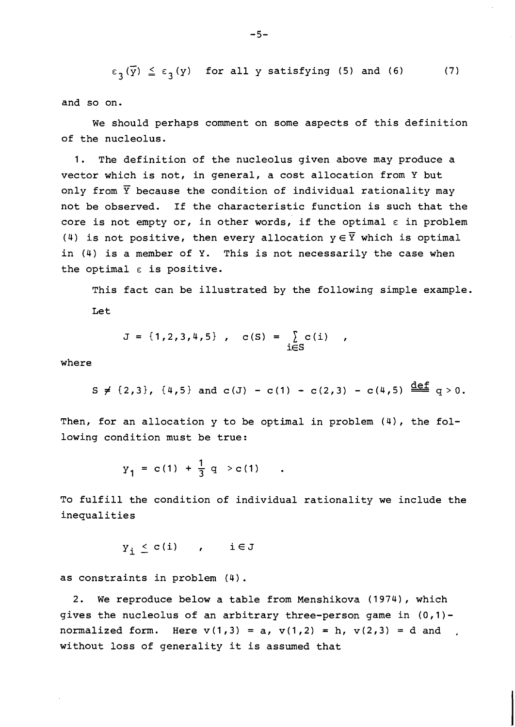$$\varepsilon_3(\bar{y}) \leqq \varepsilon_3(y) \quad \text{for all y satisfying (5) and (6)} \qquad (7)$$

and so on.

We should perhaps comment on some aspects of this definition of the nucleolus.

1. The definition of the nucleolus given above may produce a vector which is not, in general, a cost allocation from Y but only from $\bar{Y}$ because the condition of individual rationality may not be observed. If the characteristic function is such that the core is not empty or, in other words, if the optimal $\varepsilon$ in problem (4) is not positive, then every allocation $y \in \bar{Y}$ which is optimal in (4) is a member of Y. This is not necessarily the case when the optimal $\varepsilon$ is positive.

This fact can be illustrated by the following simple example.

Let

$$J = \{1,2,3,4,5\} \ , \quad c(S) = \sum_{i \in S} c(i) \quad ,$$

where

$$S \neq \{2,3\}, \ \{4,5\} \text{ and } c(J) - c(1) - c(2,3) - c(4,5) \stackrel{\text{def}}{=} q > 0 .$$

Then, for an allocation y to be optimal in problem (4), the following condition must be true:

$$y_1 = c(1) + \frac{1}{3} q \ > c(1) \quad .$$

To fulfill the condition of individual rationality we include the inequalities

$$y_i \leq c(i) \quad , \quad i \in J$$

as constraints in problem (4).

2. We reproduce below a table from Menshikova (1974), which gives the nucleolus of an arbitrary three-person game in (0,1)-normalized form. Here $v(1,3) = a$, $v(1,2) = h$, $v(2,3) = d$ and , without loss of generality it is assumed that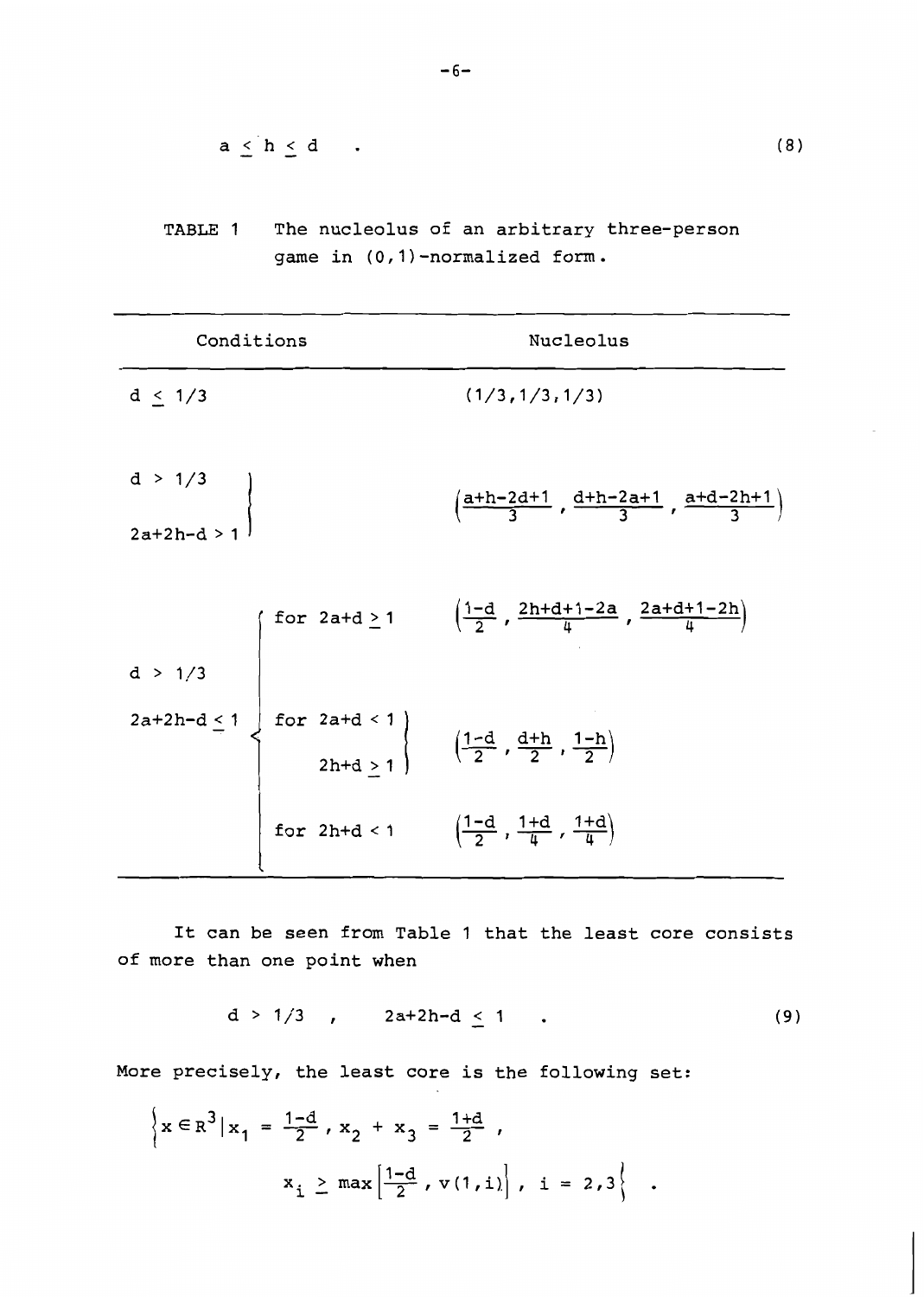$$a \leq h \leq d \quad . \tag{8}$$

TABLE 1 The nucleolus of an arbitrary three-person game in (0,1)-normalized form.

| Conditions | | Nucleolus |
|---|---|---|
| $d \leq 1/3$ | | $(1/3,1/3,1/3)$ |
| $d > 1/3$, $2a+2h-d > 1$ | | $\left(\frac{a+h-2d+1}{3}, \frac{d+h-2a+1}{3}, \frac{a+d-2h+1}{3}\right)$ |
| $d > 1/3$, $2a+2h-d \leq 1$ | for $2a+d \geq 1$ | $\left(\frac{1-d}{2}, \frac{2h+d+1-2a}{4}, \frac{2a+d+1-2h}{4}\right)$ |
| | for $2a+d < 1$, $2h+d \geq 1$ | $\left(\frac{1-d}{2}, \frac{d+h}{2}, \frac{1-h}{2}\right)$ |
| | for $2h+d < 1$ | $\left(\frac{1-d}{2}, \frac{1+d}{4}, \frac{1+d}{4}\right)$ |

It can be seen from Table 1 that the least core consists of more than one point when

$$d > 1/3 \quad , \qquad 2a+2h-d \leq 1 \quad . \tag{9}$$

More precisely, the least core is the following set:

$$\left\{ x \in R^3 \,\middle|\, x_1 = \frac{1-d}{2} , x_2 + x_3 = \frac{1+d}{2} , \right.$$
$$\left. x_i \geq \max\left[\frac{1-d}{2} , v(1,i)\right] , \ i = 2,3 \right\} \quad .$$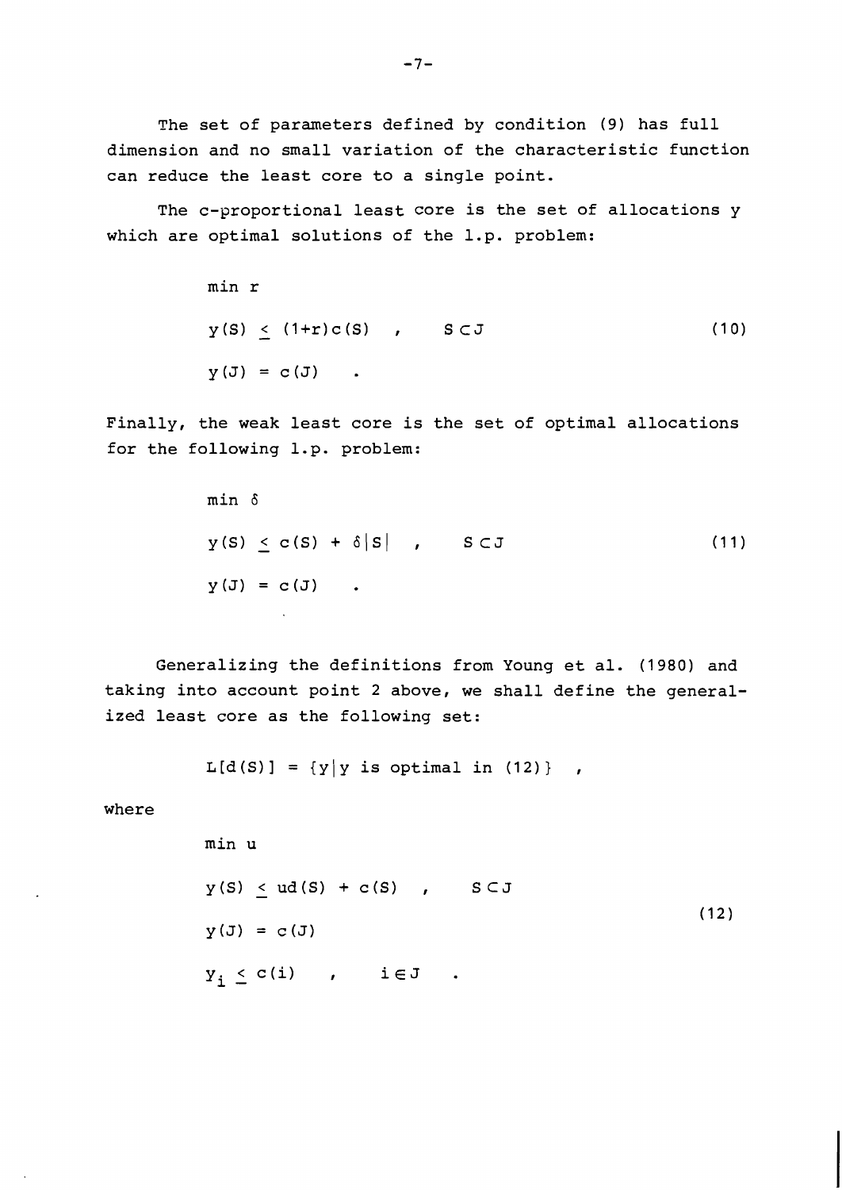The set of parameters defined by condition (9) has full dimension and no small variation of the characteristic function can reduce the least core to a single point.

The c-proportional least core is the set of allocations y which are optimal solutions of the l.p. problem:

$$
\begin{aligned}
&\min r \\
&y(S) \leq (1+r)c(S) \quad , \qquad S \subset J \\
&y(J) = c(J) \quad .
\end{aligned}
\tag{10}
$$

Finally, the weak least core is the set of optimal allocations for the following l.p. problem:

$$
\begin{aligned}
&\min \delta \\
&y(S) \leq c(S) + \delta|S| \quad , \qquad S \subset J \\
&y(J) = c(J) \quad .
\end{aligned}
\tag{11}
$$

Generalizing the definitions from Young et al. (1980) and taking into account point 2 above, we shall define the generalized least core as the following set:

$$
L[d(S)] = \{y | y \text{ is optimal in (12)}\} \quad ,
$$

where

$$
\begin{aligned}
&\min u \\
&y(S) \leq ud(S) + c(S) \quad , \qquad S \subset J \\
&y(J) = c(J) \\
&y_i \leq c(i) \quad , \qquad i \in J \quad .
\end{aligned}
\tag{12}
$$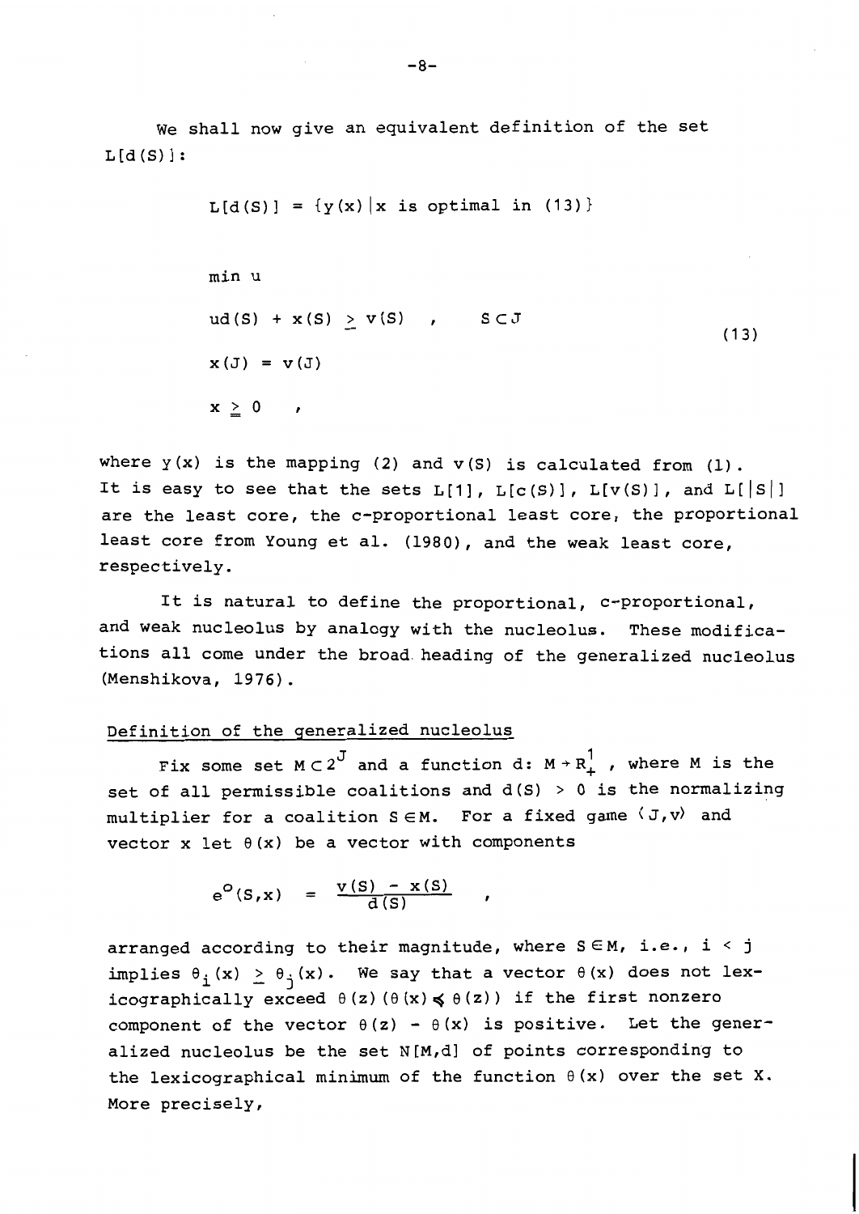We shall now give an equivalent definition of the set $L[d(S)]$:

$$L[d(S)] = \{y(x) \mid x \text{ is optimal in (13)}\}$$

$$\begin{aligned}
&\min u \\
&u d(S) + x(S) \geq v(S) \quad , \qquad S \subset J \\
&x(J) = v(J) \\
&x \geq 0 \quad ,
\end{aligned} \tag{13}$$

where $y(x)$ is the mapping (2) and $v(S)$ is calculated from (1). It is easy to see that the sets $L[1]$, $L[c(S)]$, $L[v(S)]$, and $L[|S|]$ are the least core, the c-proportional least core, the proportional least core from Young et al. (1980), and the weak least core, respectively.

It is natural to define the proportional, c-proportional, and weak nucleolus by analogy with the nucleolus. These modifications all come under the broad heading of the generalized nucleolus (Menshikova, 1976).

Definition of the generalized nucleolus

Fix some set $M \subset 2^J$ and a function $d\colon M \to R^1_+$, where $M$ is the set of all permissible coalitions and $d(S) > 0$ is the normalizing multiplier for a coalition $S \in M$. For a fixed game $\langle J,v \rangle$ and vector $x$ let $\theta(x)$ be a vector with components

$$e^o(S,x) = \frac{v(S) - x(S)}{d(S)} \quad ,$$

arranged according to their magnitude, where $S \in M$, i.e., $i < j$ implies $\theta_i(x) \geq \theta_j(x)$. We say that a vector $\theta(x)$ does not lexicographically exceed $\theta(z)$ ($\theta(x) \preccurlyeq \theta(z)$) if the first nonzero component of the vector $\theta(z) - \theta(x)$ is positive. Let the generalized nucleolus be the set $N[M,d]$ of points corresponding to the lexicographical minimum of the function $\theta(x)$ over the set $X$. More precisely,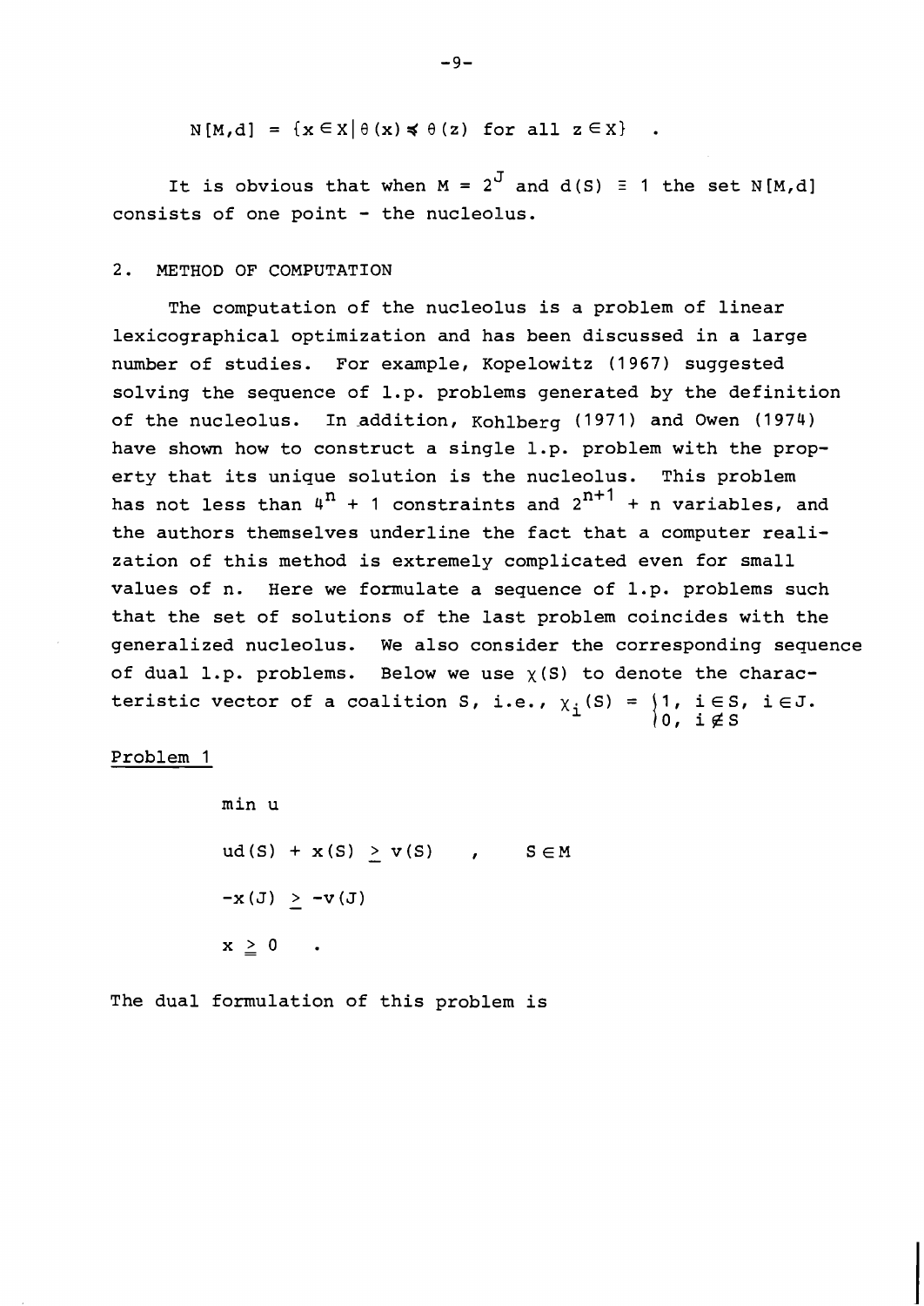$$N[M,d] = \{x \in X | \theta(x) \preccurlyeq \theta(z) \text{ for all } z \in X\} \quad .$$

It is obvious that when $M = 2^J$ and $d(S) \equiv 1$ the set $N[M,d]$ consists of one point - the nucleolus.

## 2. METHOD OF COMPUTATION

The computation of the nucleolus is a problem of linear lexicographical optimization and has been discussed in a large number of studies. For example, Kopelowitz (1967) suggested solving the sequence of l.p. problems generated by the definition of the nucleolus. In addition, Kohlberg (1971) and Owen (1974) have shown how to construct a single l.p. problem with the property that its unique solution is the nucleolus. This problem has not less than $4^n + 1$ constraints and $2^{n+1} + n$ variables, and the authors themselves underline the fact that a computer realization of this method is extremely complicated even for small values of n. Here we formulate a sequence of l.p. problems such that the set of solutions of the last problem coincides with the generalized nucleolus. We also consider the corresponding sequence of dual l.p. problems. Below we use $\chi(S)$ to denote the characteristic vector of a coalition S, i.e., $\chi_i(S) = \begin{cases} 1, & i \in S, \\ 0, & i \notin S \end{cases}$ $i \in J$.

Problem 1

$$\min u$$

$$ud(S) + x(S) \geq v(S) \quad , \qquad S \in M$$

$$-x(J) \geq -v(J)$$

$$x \geqq 0 \quad .$$

The dual formulation of this problem is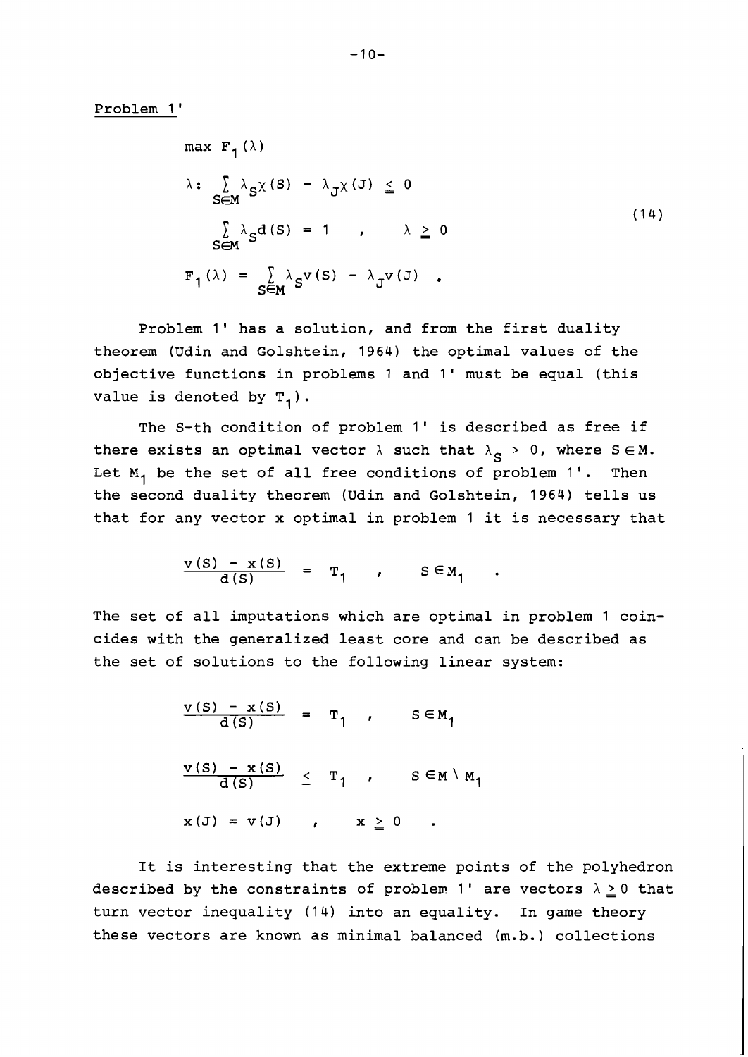Problem 1'

$$
\begin{aligned}
& \max \ F_1(\lambda) \\
& \lambda: \sum_{S \in M} \lambda_S \chi(S) - \lambda_J \chi(J) \leqq 0 \\
& \qquad \sum_{S \in M} \lambda_S d(S) = 1 \quad , \qquad \lambda \geqq 0 \\
& F_1(\lambda) = \sum_{S \in M} \lambda_S v(S) - \lambda_J v(J) \quad .
\end{aligned}
\tag{14}
$$

Problem 1' has a solution, and from the first duality theorem (Udin and Golshtein, 1964) the optimal values of the objective functions in problems 1 and 1' must be equal (this value is denoted by $T_1$).

The S-th condition of problem 1' is described as free if there exists an optimal vector $\lambda$ such that $\lambda_S > 0$, where $S \in M$. Let $M_1$ be the set of all free conditions of problem 1'. Then the second duality theorem (Udin and Golshtein, 1964) tells us that for any vector x optimal in problem 1 it is necessary that

$$
\frac{v(S) - x(S)}{d(S)} = T_1 \quad , \qquad S \in M_1 \quad .
$$

The set of all imputations which are optimal in problem 1 coincides with the generalized least core and can be described as the set of solutions to the following linear system:

$$
\begin{aligned}
& \frac{v(S) - x(S)}{d(S)} = T_1 \quad , \qquad S \in M_1 \\
& \frac{v(S) - x(S)}{d(S)} \leq T_1 \quad , \qquad S \in M \setminus M_1 \\
& x(J) = v(J) \quad , \qquad x \geqq 0 \quad .
\end{aligned}
$$

It is interesting that the extreme points of the polyhedron described by the constraints of problem 1' are vectors $\lambda \geqq 0$ that turn vector inequality (14) into an equality. In game theory these vectors are known as minimal balanced (m.b.) collections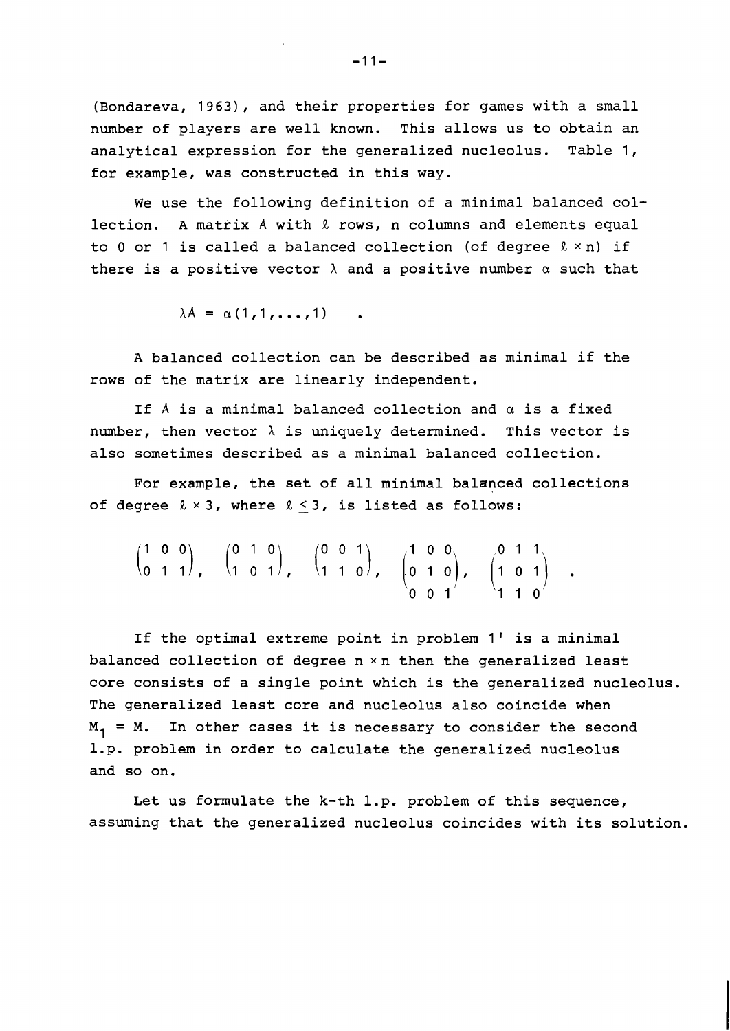(Bondareva, 1963), and their properties for games with a small number of players are well known. This allows us to obtain an analytical expression for the generalized nucleolus. Table 1, for example, was constructed in this way.

We use the following definition of a minimal balanced collection. A matrix $A$ with $\ell$ rows, $n$ columns and elements equal to 0 or 1 is called a balanced collection (of degree $\ell \times n$) if there is a positive vector $\lambda$ and a positive number $\alpha$ such that

$$\lambda A = \alpha(1,1,\ldots,1) \quad .$$

A balanced collection can be described as minimal if the rows of the matrix are linearly independent.

If $A$ is a minimal balanced collection and $\alpha$ is a fixed number, then vector $\lambda$ is uniquely determined. This vector is also sometimes described as a minimal balanced collection.

For example, the set of all minimal balanced collections of degree $\ell \times 3$, where $\ell \leq 3$, is listed as follows:

$$\begin{pmatrix} 1 & 0 & 0 \\ 0 & 1 & 1 \end{pmatrix}, \quad \begin{pmatrix} 0 & 1 & 0 \\ 1 & 0 & 1 \end{pmatrix}, \quad \begin{pmatrix} 0 & 0 & 1 \\ 1 & 1 & 0 \end{pmatrix}, \quad \begin{pmatrix} 1 & 0 & 0 \\ 0 & 1 & 0 \\ 0 & 0 & 1 \end{pmatrix}, \quad \begin{pmatrix} 0 & 1 & 1 \\ 1 & 0 & 1 \\ 1 & 1 & 0 \end{pmatrix} \quad .$$

If the optimal extreme point in problem 1' is a minimal balanced collection of degree $n \times n$ then the generalized least core consists of a single point which is the generalized nucleolus. The generalized least core and nucleolus also coincide when $M_1 = M$. In other cases it is necessary to consider the second l.p. problem in order to calculate the generalized nucleolus and so on.

Let us formulate the k-th l.p. problem of this sequence, assuming that the generalized nucleolus coincides with its solution.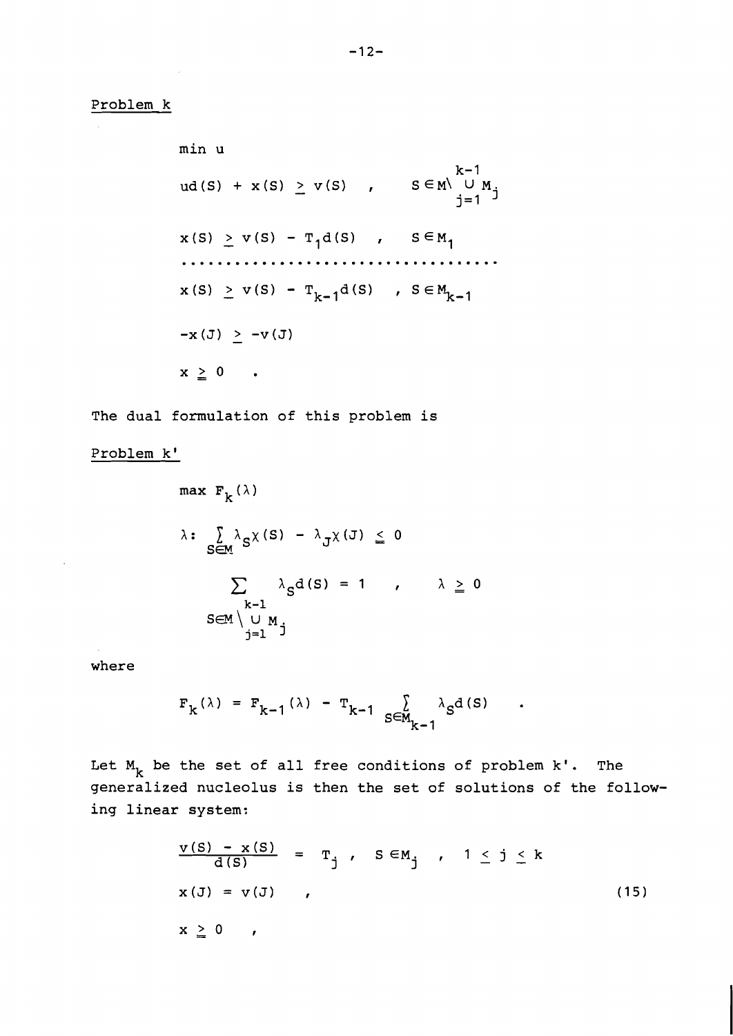Problem k

$$\min u$$

$$ud(S) + x(S) \geq v(S) \quad , \qquad S \in M \setminus \bigcup_{j=1}^{k-1} M_j$$

$$x(S) \geq v(S) - T_1 d(S) \quad , \qquad S \in M_1$$

$$\cdots\cdots\cdots\cdots\cdots\cdots\cdots\cdots\cdots\cdots\cdots$$

$$x(S) \geq v(S) - T_{k-1} d(S) \quad , \quad S \in M_{k-1}$$

$$-x(J) \geq -v(J)$$

$$x \geqq 0 \quad .$$

The dual formulation of this problem is

Problem k'

$$\max F_k(\lambda)$$

$$\lambda: \sum_{S \in M} \lambda_S \chi(S) - \lambda_J \chi(J) \leqq 0$$

$$\sum_{S \in M \setminus \bigcup_{j=1}^{k-1} M_j} \lambda_S d(S) = 1 \quad , \qquad \lambda \geqq 0$$

where

$$F_k(\lambda) = F_{k-1}(\lambda) - T_{k-1} \sum_{S \in M_{k-1}} \lambda_S d(S) \quad .$$

Let $M_k$ be the set of all free conditions of problem k'. The generalized nucleolus is then the set of solutions of the following linear system:

$$\frac{v(S) - x(S)}{d(S)} = T_j \ , \quad S \in M_j \quad , \quad 1 \leq j \leq k$$

$$x(J) = v(J) \quad , \tag{15}$$

$$x \geqq 0 \quad ,$$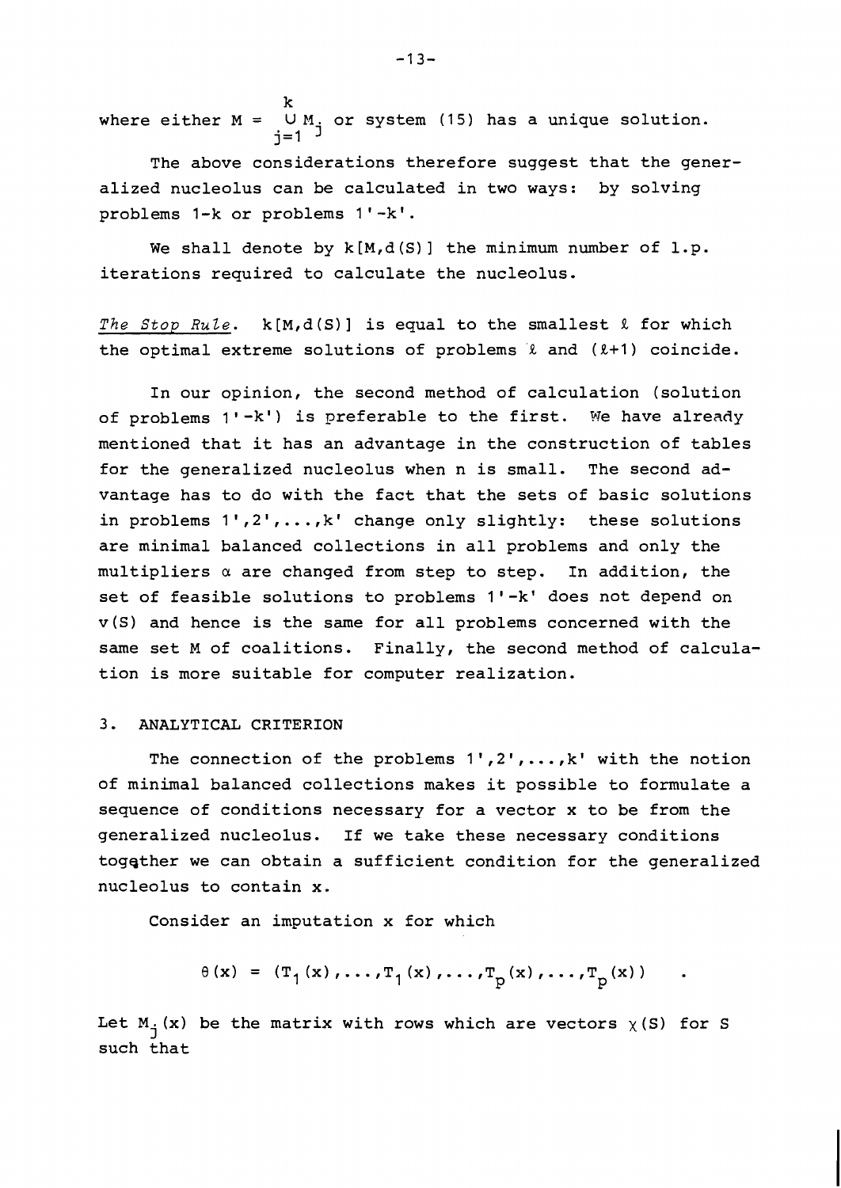where either $M = \bigcup_{j=1}^{k} M_j$ or system (15) has a unique solution.

The above considerations therefore suggest that the generalized nucleolus can be calculated in two ways: by solving problems 1-k or problems 1'-k'.

We shall denote by $k[M,d(S)]$ the minimum number of l.p. iterations required to calculate the nucleolus.

*The Stop Rule*. $k[M,d(S)]$ is equal to the smallest $\ell$ for which the optimal extreme solutions of problems $\ell$ and $(\ell+1)$ coincide.

In our opinion, the second method of calculation (solution of problems 1'-k') is preferable to the first. We have already mentioned that it has an advantage in the construction of tables for the generalized nucleolus when n is small. The second advantage has to do with the fact that the sets of basic solutions in problems 1',2',...,k' change only slightly: these solutions are minimal balanced collections in all problems and only the multipliers $\alpha$ are changed from step to step. In addition, the set of feasible solutions to problems 1'-k' does not depend on $v(S)$ and hence is the same for all problems concerned with the same set M of coalitions. Finally, the second method of calculation is more suitable for computer realization.

## 3. ANALYTICAL CRITERION

The connection of the problems 1',2',...,k' with the notion of minimal balanced collections makes it possible to formulate a sequence of conditions necessary for a vector x to be from the generalized nucleolus. If we take these necessary conditions together we can obtain a sufficient condition for the generalized nucleolus to contain x.

Consider an imputation x for which

$$\theta(x) = (T_1(x),\ldots,T_1(x),\ldots,T_p(x),\ldots,T_p(x)) \quad .$$

Let $M_j(x)$ be the matrix with rows which are vectors $\chi(S)$ for S such that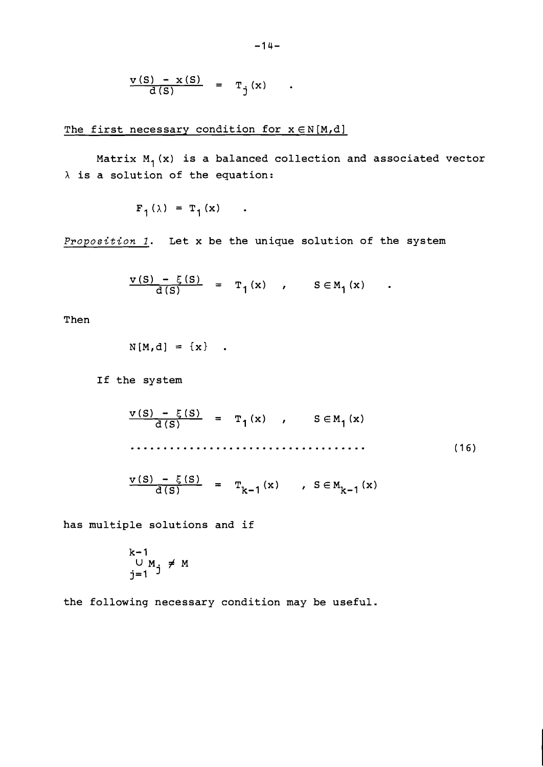$$\frac{v(S) - x(S)}{d(S)} = T_j(x) \quad .$$

The first necessary condition for $x \in N[M,d]$

Matrix $M_1(x)$ is a balanced collection and associated vector $\lambda$ is a solution of the equation:

$$F_1(\lambda) = T_1(x) \quad .$$

*Proposition 1.* Let $x$ be the unique solution of the system

$$\frac{v(S) - \xi(S)}{d(S)} = T_1(x) \quad , \qquad S \in M_1(x) \quad .$$

Then

$$N[M,d] = \{x\} \quad .$$

If the system

$$\begin{aligned}
\frac{v(S) - \xi(S)}{d(S)} &= T_1(x) \quad , \qquad S \in M_1(x) \\
&\cdots\cdots\cdots\cdots\cdots\cdots\cdots\cdots\cdots\cdots\cdots \\
\frac{v(S) - \xi(S)}{d(S)} &= T_{k-1}(x) \quad , \quad S \in M_{k-1}(x)
\end{aligned} \tag{16}$$

has multiple solutions and if

$$\bigcup_{j=1}^{k-1} M_j \neq M$$

the following necessary condition may be useful.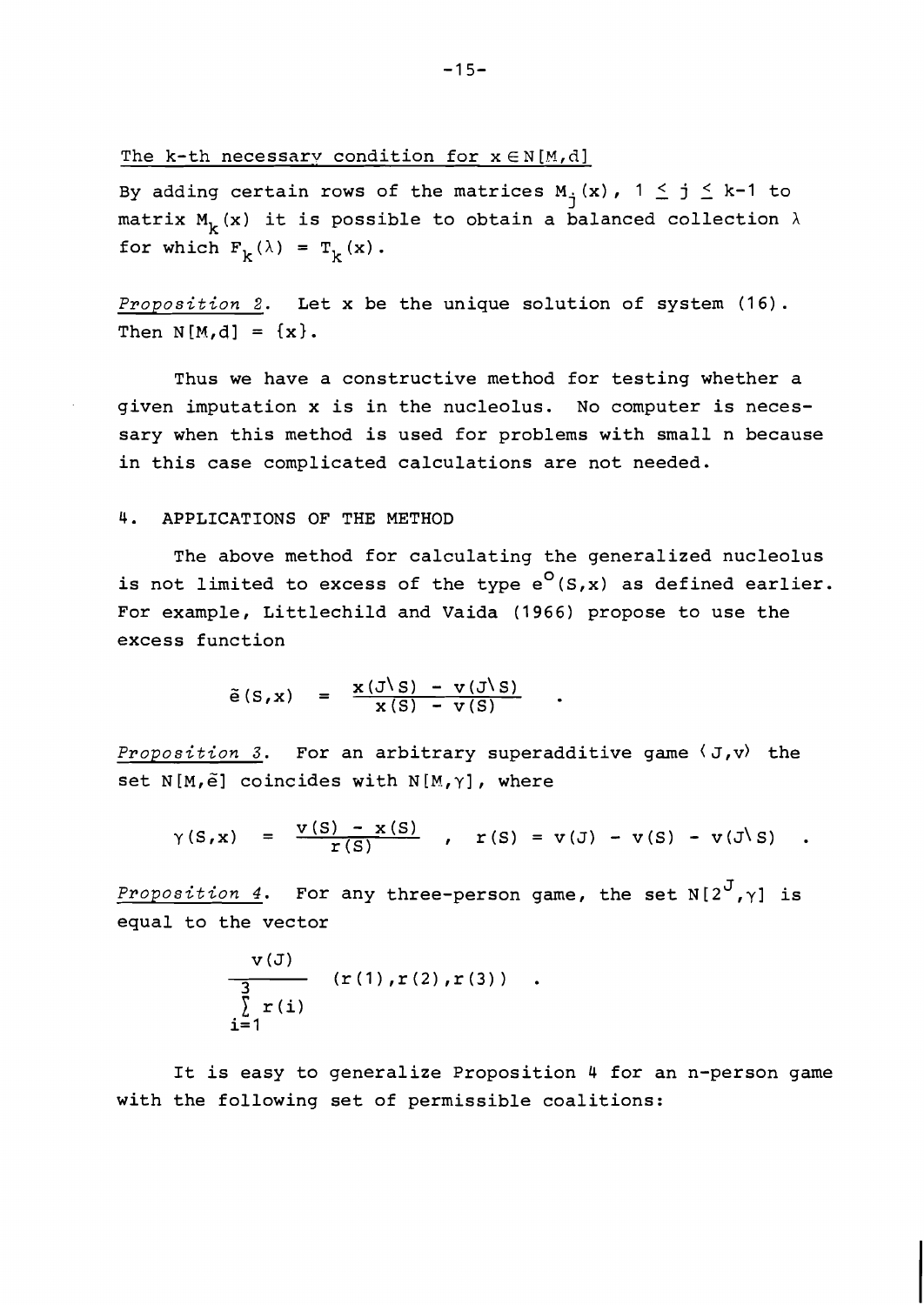The k-th necessary condition for $x \in N[M,d]$

By adding certain rows of the matrices $M_j(x)$, $1 \leq j \leq k-1$ to matrix $M_k(x)$ it is possible to obtain a balanced collection $\lambda$ for which $F_k(\lambda) = T_k(x)$.

*Proposition 2.* Let x be the unique solution of system (16). Then $N[M,d] = \{x\}$.

Thus we have a constructive method for testing whether a given imputation x is in the nucleolus. No computer is necessary when this method is used for problems with small n because in this case complicated calculations are not needed.

## 4. APPLICATIONS OF THE METHOD

The above method for calculating the generalized nucleolus is not limited to excess of the type $e^{o}(S,x)$ as defined earlier. For example, Littlechild and Vaida (1966) propose to use the excess function

$$\tilde{e}(S,x) = \frac{x(J \setminus S) - v(J \setminus S)}{x(S) - v(S)} \quad .$$

*Proposition 3.* For an arbitrary superadditive game $\langle J,v \rangle$ the set $N[M,\tilde{e}]$ coincides with $N[M,\gamma]$, where

$$\gamma(S,x) = \frac{v(S) - x(S)}{r(S)} \quad , \quad r(S) = v(J) - v(S) - v(J \setminus S) \quad .$$

*Proposition 4.* For any three-person game, the set $N[2^{J},\gamma]$ is equal to the vector

$$\frac{v(J)}{\sum_{i=1}^{3} r(i)} \quad (r(1),r(2),r(3)) \quad .$$

It is easy to generalize Proposition 4 for an n-person game with the following set of permissible coalitions: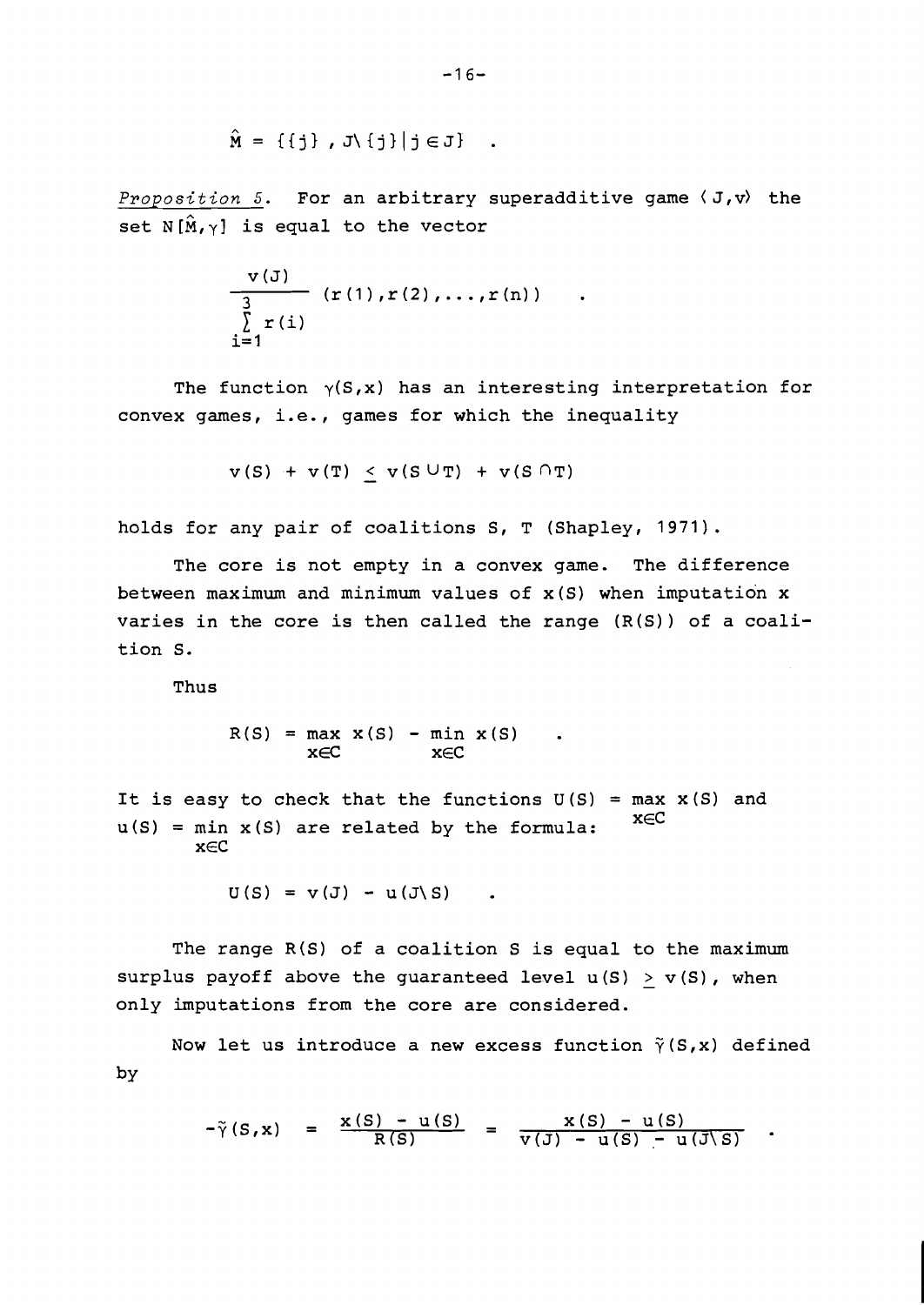$$\hat{M} = \{\{j\}\ , J\setminus\{j\} | j \in J\} \quad .$$

*Proposition 5.* For an arbitrary superadditive game $\langle J, v\rangle$ the set $N[\hat{M},\gamma]$ is equal to the vector

$$\frac{v(J)}{\sum_{i=1}^{3} r(i)} \, (r(1), r(2), \ldots, r(n)) \quad .$$

The function $\gamma(S,x)$ has an interesting interpretation for convex games, i.e., games for which the inequality

$$v(S) + v(T) \leq v(S \cup T) + v(S \cap T)$$

holds for any pair of coalitions S, T (Shapley, 1971).

The core is not empty in a convex game. The difference between maximum and minimum values of $x(S)$ when imputation x varies in the core is then called the range $(R(S))$ of a coalition S.

Thus

$$R(S) = \max_{x \in C} x(S) - \min_{x \in C} x(S) \quad .$$

It is easy to check that the functions $U(S) = \max_{x \in C} x(S)$ and $u(S) = \min_{x \in C} x(S)$ are related by the formula:

$$U(S) = v(J) - u(J\setminus S) \quad .$$

The range $R(S)$ of a coalition S is equal to the maximum surplus payoff above the guaranteed level $u(S) \geq v(S)$, when only imputations from the core are considered.

Now let us introduce a new excess function $\tilde{\gamma}(S,x)$ defined by

$$-\tilde{\gamma}(S,x) = \frac{x(S) - u(S)}{R(S)} = \frac{x(S) - u(S)}{v(J) - u(S) - u(J\setminus S)} \quad .$$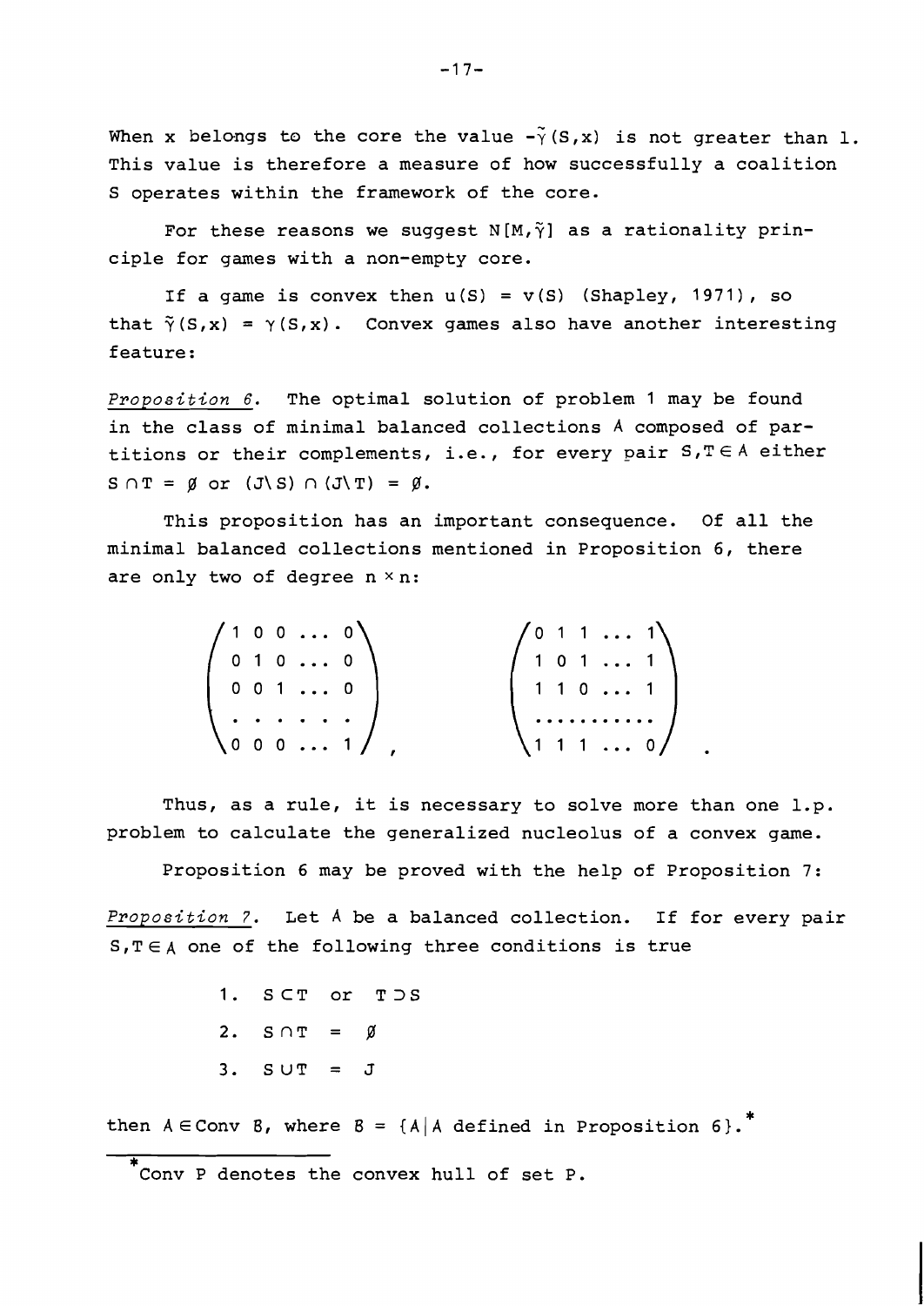When x belongs to the core the value $-\tilde{\gamma}(S,x)$ is not greater than 1. This value is therefore a measure of how successfully a coalition S operates within the framework of the core.

For these reasons we suggest $N[M,\tilde{\gamma}]$ as a rationality principle for games with a non-empty core.

If a game is convex then $u(S) = v(S)$ (Shapley, 1971), so that $\tilde{\gamma}(S,x) = \gamma(S,x)$. Convex games also have another interesting feature:

*Proposition 6.* The optimal solution of problem 1 may be found in the class of minimal balanced collections $A$ composed of partitions or their complements, i.e., for every pair $S,T \in A$ either $S \cap T = \emptyset$ or $(J \setminus S) \cap (J \setminus T) = \emptyset$.

This proposition has an important consequence. Of all the minimal balanced collections mentioned in Proposition 6, there are only two of degree $n \times n$:

$$\begin{pmatrix} 1 & 0 & 0 & \dots & 0 \\ 0 & 1 & 0 & \dots & 0 \\ 0 & 0 & 1 & \dots & 0 \\ \cdot & \cdot & \cdot & \cdot & \cdot \\ 0 & 0 & 0 & \dots & 1 \end{pmatrix}, \qquad \begin{pmatrix} 0 & 1 & 1 & \dots & 1 \\ 1 & 0 & 1 & \dots & 1 \\ 1 & 1 & 0 & \dots & 1 \\ \dots & \dots & \dots & \dots & \dots \\ 1 & 1 & 1 & \dots & 0 \end{pmatrix}.$$

Thus, as a rule, it is necessary to solve more than one l.p. problem to calculate the generalized nucleolus of a convex game.

Proposition 6 may be proved with the help of Proposition 7:

*Proposition 7.* Let $A$ be a balanced collection. If for every pair $S,T \in A$ one of the following three conditions is true

1. $S \subset T$ or $T \supset S$
2. $S \cap T = \emptyset$
3. $S \cup T = J$

then $A \in \text{Conv } B$, where $B = \{A | A$ defined in Proposition 6$\}$.*

*Conv P denotes the convex hull of set P.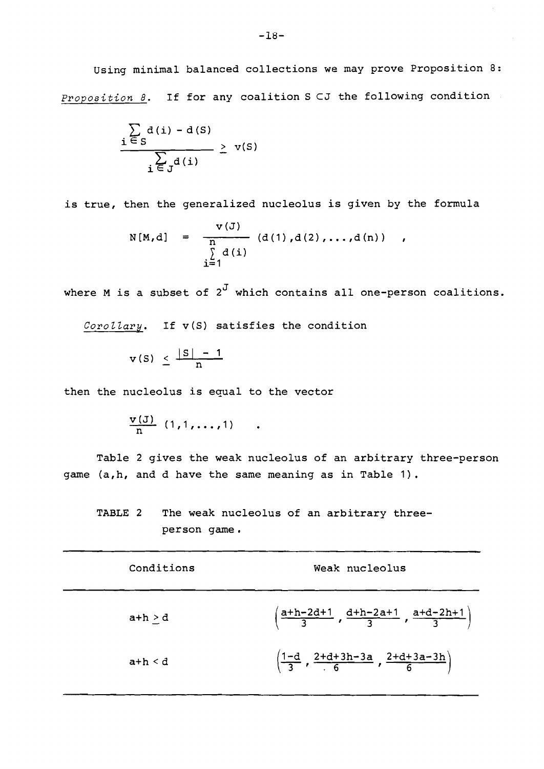Using minimal balanced collections we may prove Proposition 8:

*Proposition 8.* If for any coalition $S \subset J$ the following condition

$$\frac{\sum_{i \in S} d(i) - d(S)}{\sum_{i \in J} d(i)} \geq v(S)$$

is true, then the generalized nucleolus is given by the formula

$$N[M,d] = \frac{v(J)}{\sum_{i=1}^{n} d(i)} (d(1), d(2), \ldots, d(n)) \quad ,$$

where M is a subset of $2^J$ which contains all one-person coalitions.

*Corollary.* If v(S) satisfies the condition

$$v(S) \leq \frac{|S| - 1}{n}$$

then the nucleolus is equal to the vector

$$\frac{v(J)}{n} (1, 1, \ldots, 1) \quad .$$

Table 2 gives the weak nucleolus of an arbitrary three-person game (a,h, and d have the same meaning as in Table 1).

TABLE 2 The weak nucleolus of an arbitrary three-person game.

| Conditions | Weak nucleolus |
|---|---|
| $a+h \geq d$ | $\left(\frac{a+h-2d+1}{3}, \frac{d+h-2a+1}{3}, \frac{a+d-2h+1}{3}\right)$ |
| $a+h < d$ | $\left(\frac{1-d}{3}, \frac{2+d+3h-3a}{6}, \frac{2+d+3a-3h}{6}\right)$ |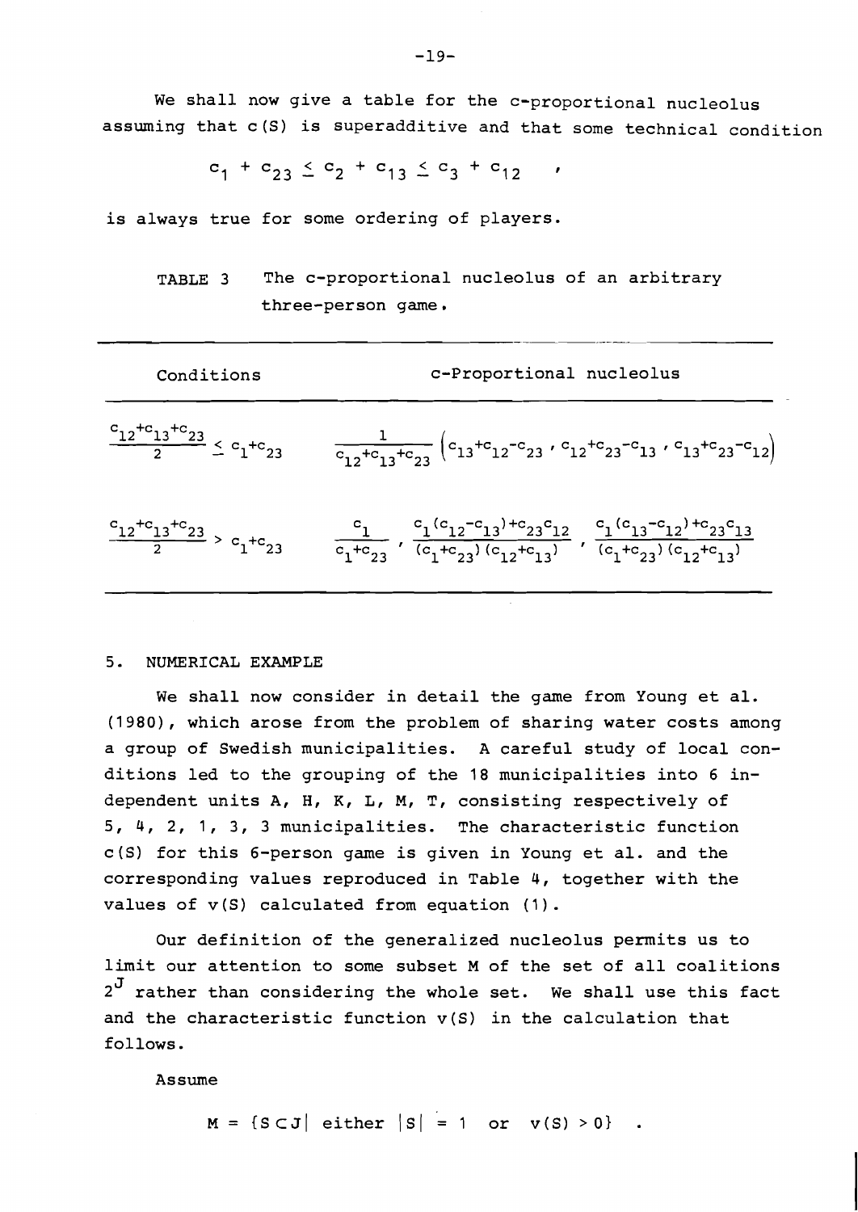We shall now give a table for the c-proportional nucleolus assuming that c(S) is superadditive and that some technical condition

$$c_1 + c_{23} \leq c_2 + c_{13} \leq c_3 + c_{12} \quad ,$$

is always true for some ordering of players.

TABLE 3 The c-proportional nucleolus of an arbitrary three-person game.

| Conditions | c-Proportional nucleolus |
|---|---|
| $\frac{c_{12}+c_{13}+c_{23}}{2} \leq c_1+c_{23}$ | $\frac{1}{c_{12}+c_{13}+c_{23}} \left( c_{13}+c_{12}-c_{23} \, , \, c_{12}+c_{23}-c_{13} \, , \, c_{13}+c_{23}-c_{12} \right)$ |
| $\frac{c_{12}+c_{13}+c_{23}}{2} > c_1+c_{23}$ | $\frac{c_1}{c_1+c_{23}} \, , \, \frac{c_1(c_{12}-c_{13})+c_{23}c_{12}}{(c_1+c_{23})(c_{12}+c_{13})} \, , \, \frac{c_1(c_{13}-c_{12})+c_{23}c_{13}}{(c_1+c_{23})(c_{12}+c_{13})}$ |

## 5. NUMERICAL EXAMPLE

We shall now consider in detail the game from Young et al. (1980), which arose from the problem of sharing water costs among a group of Swedish municipalities. A careful study of local conditions led to the grouping of the 18 municipalities into 6 independent units A, H, K, L, M, T, consisting respectively of 5, 4, 2, 1, 3, 3 municipalities. The characteristic function c(S) for this 6-person game is given in Young et al. and the corresponding values reproduced in Table 4, together with the values of v(S) calculated from equation (1).

Our definition of the generalized nucleolus permits us to limit our attention to some subset M of the set of all coalitions $2^J$ rather than considering the whole set. We shall use this fact and the characteristic function v(S) in the calculation that follows.

Assume

$$M = \{S \subset J | \text{ either } |S| = 1 \text{ or } v(S) > 0\} \quad .$$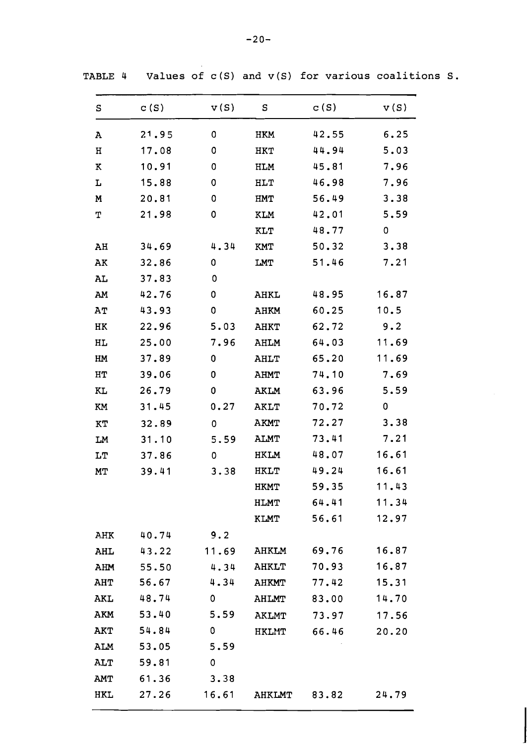TABLE 4 Values of c(S) and v(S) for various coalitions S.

| S | c(S) | v(S) | S | c(S) | v(S) |
|---|---|---|---|---|---|
| A | 21.95 | 0 | HKM | 42.55 | 6.25 |
| H | 17.08 | 0 | HKT | 44.94 | 5.03 |
| K | 10.91 | 0 | HLM | 45.81 | 7.96 |
| L | 15.88 | 0 | HLT | 46.98 | 7.96 |
| M | 20.81 | 0 | HMT | 56.49 | 3.38 |
| T | 21.98 | 0 | KLM | 42.01 | 5.59 |
| | | | KLT | 48.77 | 0 |
| AH | 34.69 | 4.34 | KMT | 50.32 | 3.38 |
| AK | 32.86 | 0 | LMT | 51.46 | 7.21 |
| AL | 37.83 | 0 | | | |
| AM | 42.76 | 0 | AHKL | 48.95 | 16.87 |
| AT | 43.93 | 0 | AHKM | 60.25 | 10.5 |
| HK | 22.96 | 5.03 | AHKT | 62.72 | 9.2 |
| HL | 25.00 | 7.96 | AHLM | 64.03 | 11.69 |
| HM | 37.89 | 0 | AHLT | 65.20 | 11.69 |
| HT | 39.06 | 0 | AHMT | 74.10 | 7.69 |
| KL | 26.79 | 0 | AKLM | 63.96 | 5.59 |
| KM | 31.45 | 0.27 | AKLT | 70.72 | 0 |
| KT | 32.89 | 0 | AKMT | 72.27 | 3.38 |
| LM | 31.10 | 5.59 | ALMT | 73.41 | 7.21 |
| LT | 37.86 | 0 | HKLM | 48.07 | 16.61 |
| MT | 39.41 | 3.38 | HKLT | 49.24 | 16.61 |
| | | | HKMT | 59.35 | 11.43 |
| | | | HLMT | 64.41 | 11.34 |
| | | | KLMT | 56.61 | 12.97 |
| AHK | 40.74 | 9.2 | | | |
| AHL | 43.22 | 11.69 | AHKLM | 69.76 | 16.87 |
| AHM | 55.50 | 4.34 | AHKLT | 70.93 | 16.87 |
| AHT | 56.67 | 4.34 | AHKMT | 77.42 | 15.31 |
| AKL | 48.74 | 0 | AHLMT | 83.00 | 14.70 |
| AKM | 53.40 | 5.59 | AKLMT | 73.97 | 17.56 |
| AKT | 54.84 | 0 | HKLMT | 66.46 | 20.20 |
| ALM | 53.05 | 5.59 | | | |
| ALT | 59.81 | 0 | | | |
| AMT | 61.36 | 3.38 | | | |
| HKL | 27.26 | 16.61 | AHKLMT | 83.82 | 24.79 |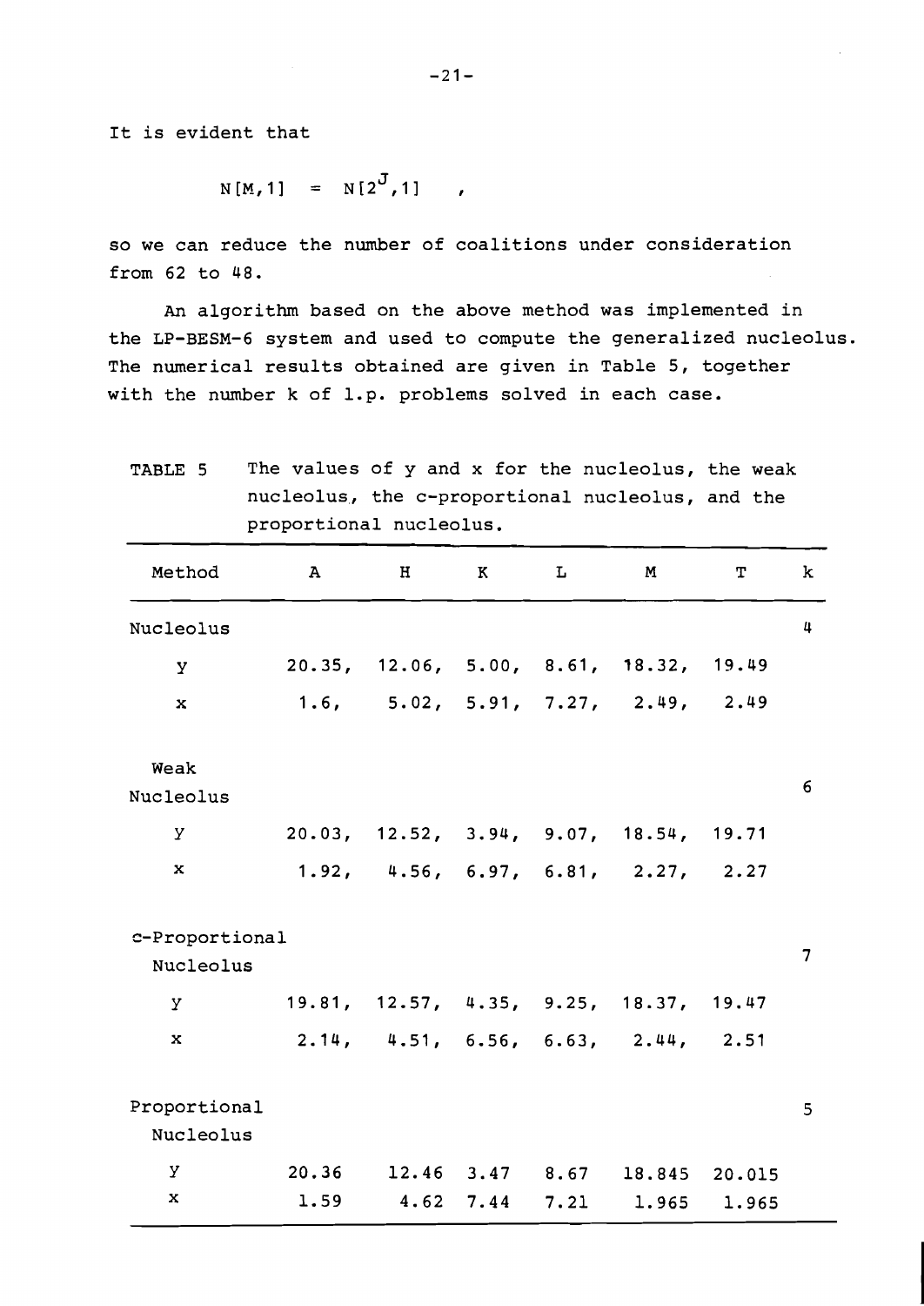It is evident that

$$N[M,1] = N[2^J,1] \quad ,$$

so we can reduce the number of coalitions under consideration from 62 to 48.

An algorithm based on the above method was implemented in the LP-BESM-6 system and used to compute the generalized nucleolus. The numerical results obtained are given in Table 5, together with the number k of l.p. problems solved in each case.

TABLE 5 The values of y and x for the nucleolus, the weak nucleolus, the c-proportional nucleolus, and the proportional nucleolus.

| Method | A | H | K | L | M | T | k |
|---|---|---|---|---|---|---|---|
| Nucleolus | | | | | | | 4 |
| y | 20.35, | 12.06, | 5.00, | 8.61, | 18.32, | 19.49 | |
| x | 1.6, | 5.02, | 5.91, | 7.27, | 2.49, | 2.49 | |
| Weak Nucleolus | | | | | | | 6 |
| y | 20.03, | 12.52, | 3.94, | 9.07, | 18.54, | 19.71 | |
| x | 1.92, | 4.56, | 6.97, | 6.81, | 2.27, | 2.27 | |
| c-Proportional Nucleolus | | | | | | | 7 |
| y | 19.81, | 12.57, | 4.35, | 9.25, | 18.37, | 19.47 | |
| x | 2.14, | 4.51, | 6.56, | 6.63, | 2.44, | 2.51 | |
| Proportional Nucleolus | | | | | | | 5 |
| y | 20.36 | 12.46 | 3.47 | 8.67 | 18.845 | 20.015 | |
| x | 1.59 | 4.62 | 7.44 | 7.21 | 1.965 | 1.965 | |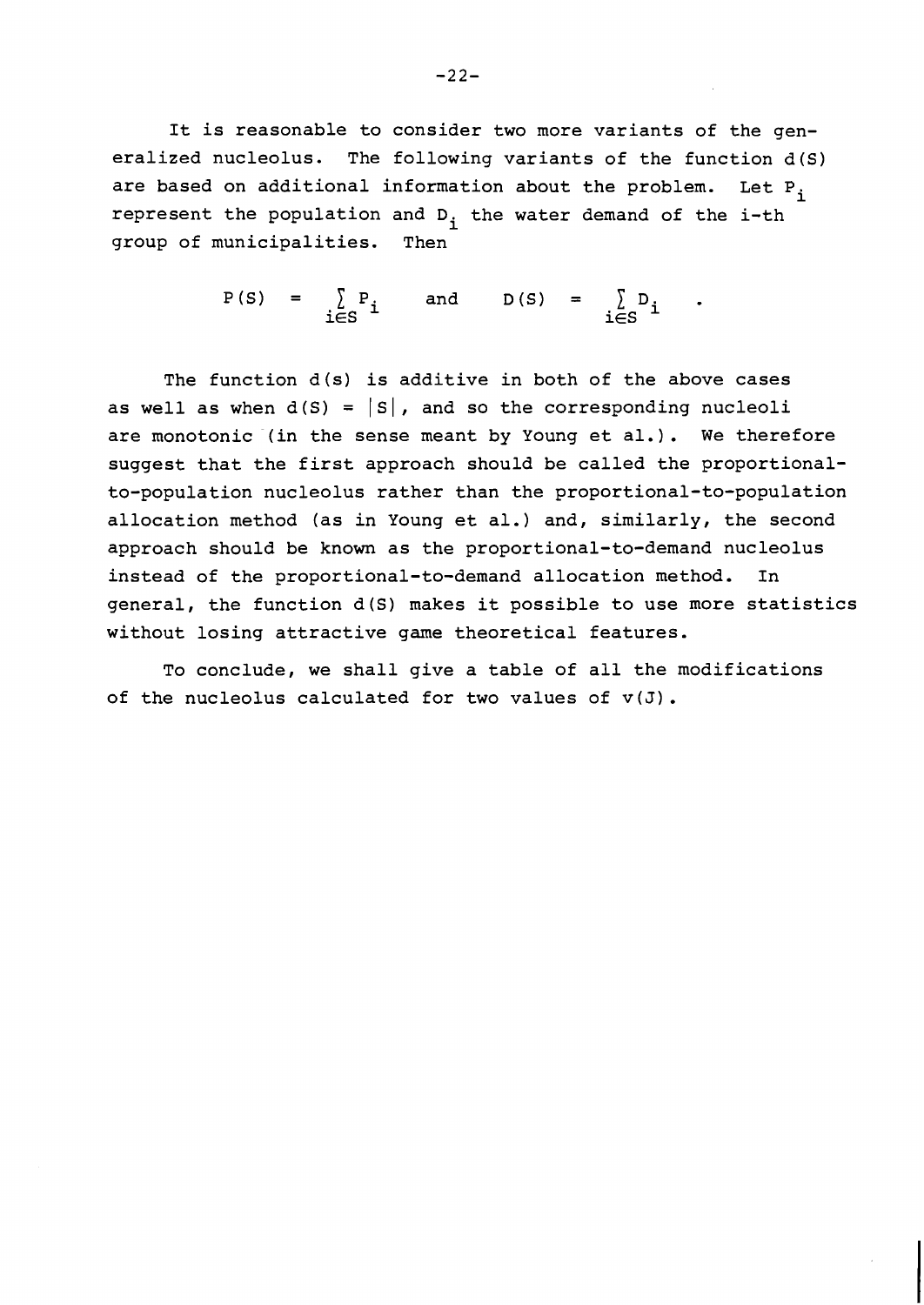It is reasonable to consider two more variants of the generalized nucleolus. The following variants of the function $d(S)$ are based on additional information about the problem. Let $P_i$ represent the population and $D_i$ the water demand of the i-th group of municipalities. Then

$$P(S) = \sum_{i \in S} P_i \quad \text{and} \quad D(S) = \sum_{i \in S} D_i \quad .$$

The function $d(s)$ is additive in both of the above cases as well as when $d(S) = |S|$, and so the corresponding nucleoli are monotonic (in the sense meant by Young et al.). We therefore suggest that the first approach should be called the proportional-to-population nucleolus rather than the proportional-to-population allocation method (as in Young et al.) and, similarly, the second approach should be known as the proportional-to-demand nucleolus instead of the proportional-to-demand allocation method. In general, the function $d(S)$ makes it possible to use more statistics without losing attractive game theoretical features.

To conclude, we shall give a table of all the modifications of the nucleolus calculated for two values of $v(J)$.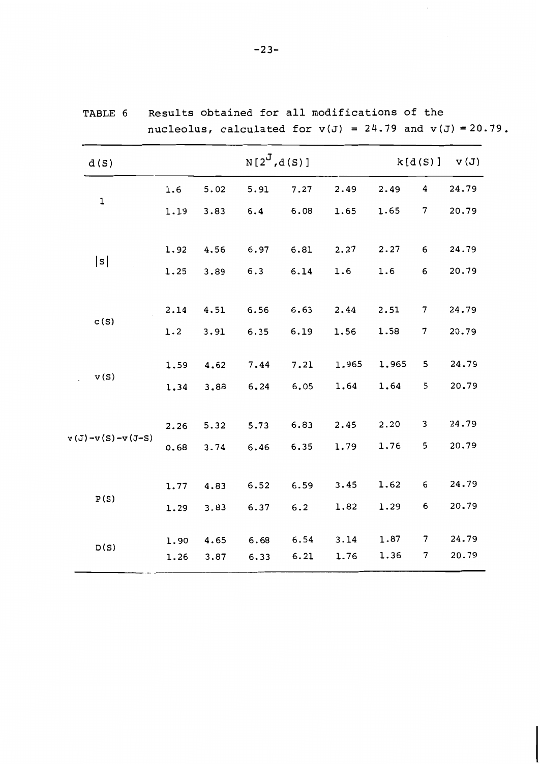TABLE 6 Results obtained for all modifications of the nucleolus, calculated for $v(J) = 24.79$ and $v(J) = 20.79$.

| $d(S)$ | $N[2^J, d(S)]$ | | | | | | $k[d(S)]$ | $v(J)$ |
|---|---|---|---|---|---|---|---|---|
| 1 | 1.6 | 5.02 | 5.91 | 7.27 | 2.49 | 2.49 | 4 | 24.79 |
| | 1.19 | 3.83 | 6.4 | 6.08 | 1.65 | 1.65 | 7 | 20.79 |
| $\lvert S \rvert$ | 1.92 | 4.56 | 6.97 | 6.81 | 2.27 | 2.27 | 6 | 24.79 |
| | 1.25 | 3.89 | 6.3 | 6.14 | 1.6 | 1.6 | 6 | 20.79 |
| $c(S)$ | 2.14 | 4.51 | 6.56 | 6.63 | 2.44 | 2.51 | 7 | 24.79 |
| | 1.2 | 3.91 | 6.35 | 6.19 | 1.56 | 1.58 | 7 | 20.79 |
| $v(S)$ | 1.59 | 4.62 | 7.44 | 7.21 | 1.965 | 1.965 | 5 | 24.79 |
| | 1.34 | 3.88 | 6.24 | 6.05 | 1.64 | 1.64 | 5 | 20.79 |
| $v(J)-v(S)-v(J-S)$ | 2.26 | 5.32 | 5.73 | 6.83 | 2.45 | 2.20 | 3 | 24.79 |
| | 0.68 | 3.74 | 6.46 | 6.35 | 1.79 | 1.76 | 5 | 20.79 |
| $P(S)$ | 1.77 | 4.83 | 6.52 | 6.59 | 3.45 | 1.62 | 6 | 24.79 |
| | 1.29 | 3.83 | 6.37 | 6.2 | 1.82 | 1.29 | 6 | 20.79 |
| $D(S)$ | 1.90 | 4.65 | 6.68 | 6.54 | 3.14 | 1.87 | 7 | 24.79 |
| | 1.26 | 3.87 | 6.33 | 6.21 | 1.76 | 1.36 | 7 | 20.79 |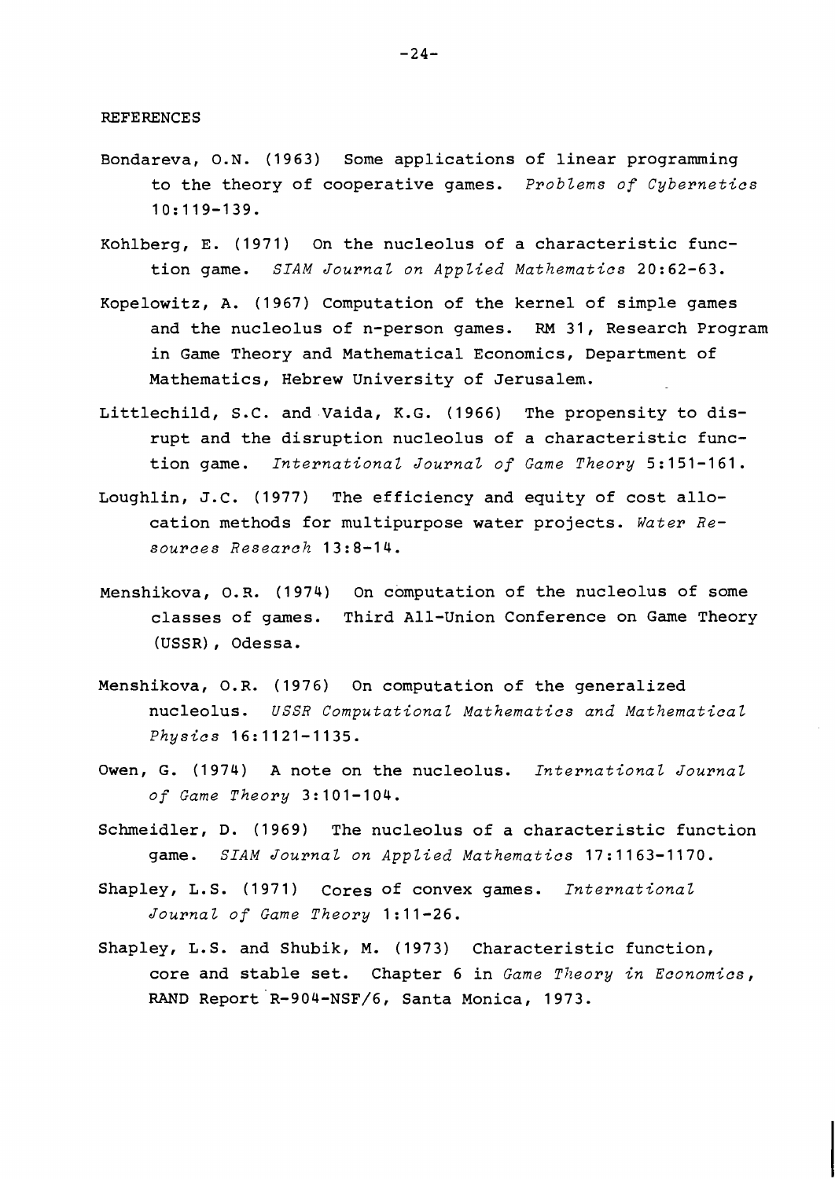REFERENCES

Bondareva, O.N. (1963) Some applications of linear programming to the theory of cooperative games. *Problems of Cybernetics* 10:119-139.

Kohlberg, E. (1971) On the nucleolus of a characteristic function game. *SIAM Journal on Applied Mathematics* 20:62-63.

Kopelowitz, A. (1967) Computation of the kernel of simple games and the nucleolus of n-person games. RM 31, Research Program in Game Theory and Mathematical Economics, Department of Mathematics, Hebrew University of Jerusalem.

Littlechild, S.C. and Vaida, K.G. (1966) The propensity to disrupt and the disruption nucleolus of a characteristic function game. *International Journal of Game Theory* 5:151-161.

Loughlin, J.C. (1977) The efficiency and equity of cost allocation methods for multipurpose water projects. *Water Resources Research* 13:8-14.

Menshikova, O.R. (1974) On computation of the nucleolus of some classes of games. Third All-Union Conference on Game Theory (USSR), Odessa.

Menshikova, O.R. (1976) On computation of the generalized nucleolus. *USSR Computational Mathematics and Mathematical Physics* 16:1121-1135.

Owen, G. (1974) A note on the nucleolus. *International Journal of Game Theory* 3:101-104.

Schmeidler, D. (1969) The nucleolus of a characteristic function game. *SIAM Journal on Applied Mathematics* 17:1163-1170.

Shapley, L.S. (1971) Cores of convex games. *International Journal of Game Theory* 1:11-26.

Shapley, L.S. and Shubik, M. (1973) Characteristic function, core and stable set. Chapter 6 in *Game Theory in Economics*, RAND Report R-904-NSF/6, Santa Monica, 1973.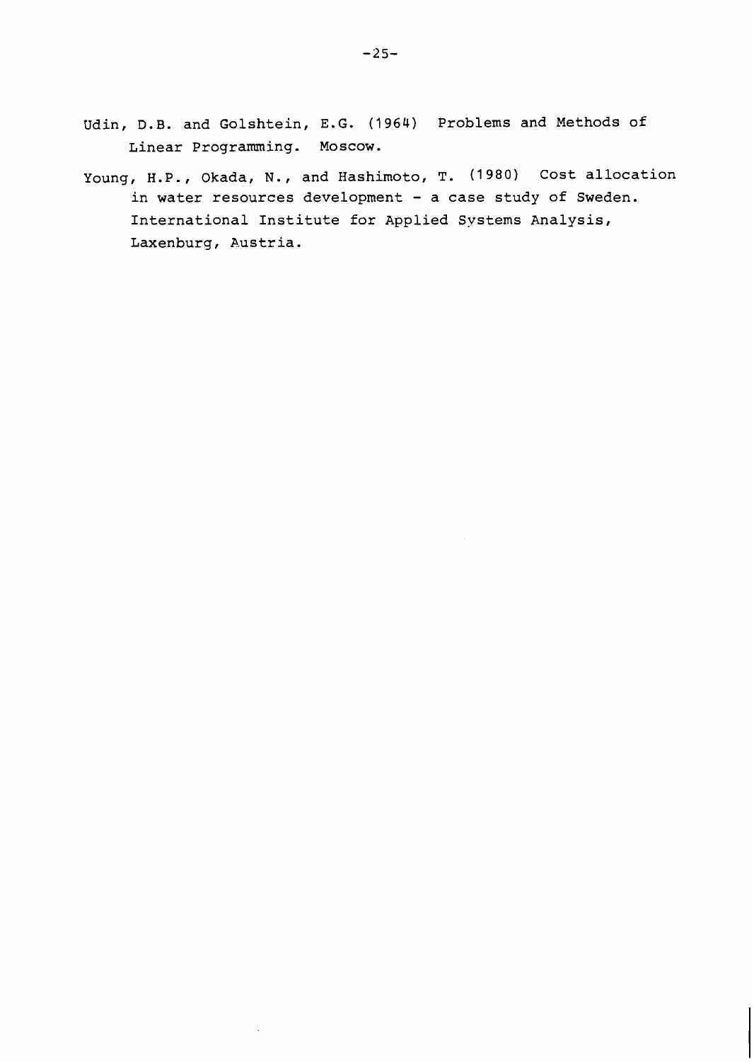Udin, D.B. and Golshtein, E.G. (1964) Problems and Methods of Linear Programming. Moscow.

Young, H.P., Okada, N., and Hashimoto, T. (1980) Cost allocation in water resources development - a case study of Sweden. International Institute for Applied Systems Analysis, Laxenburg, Austria.